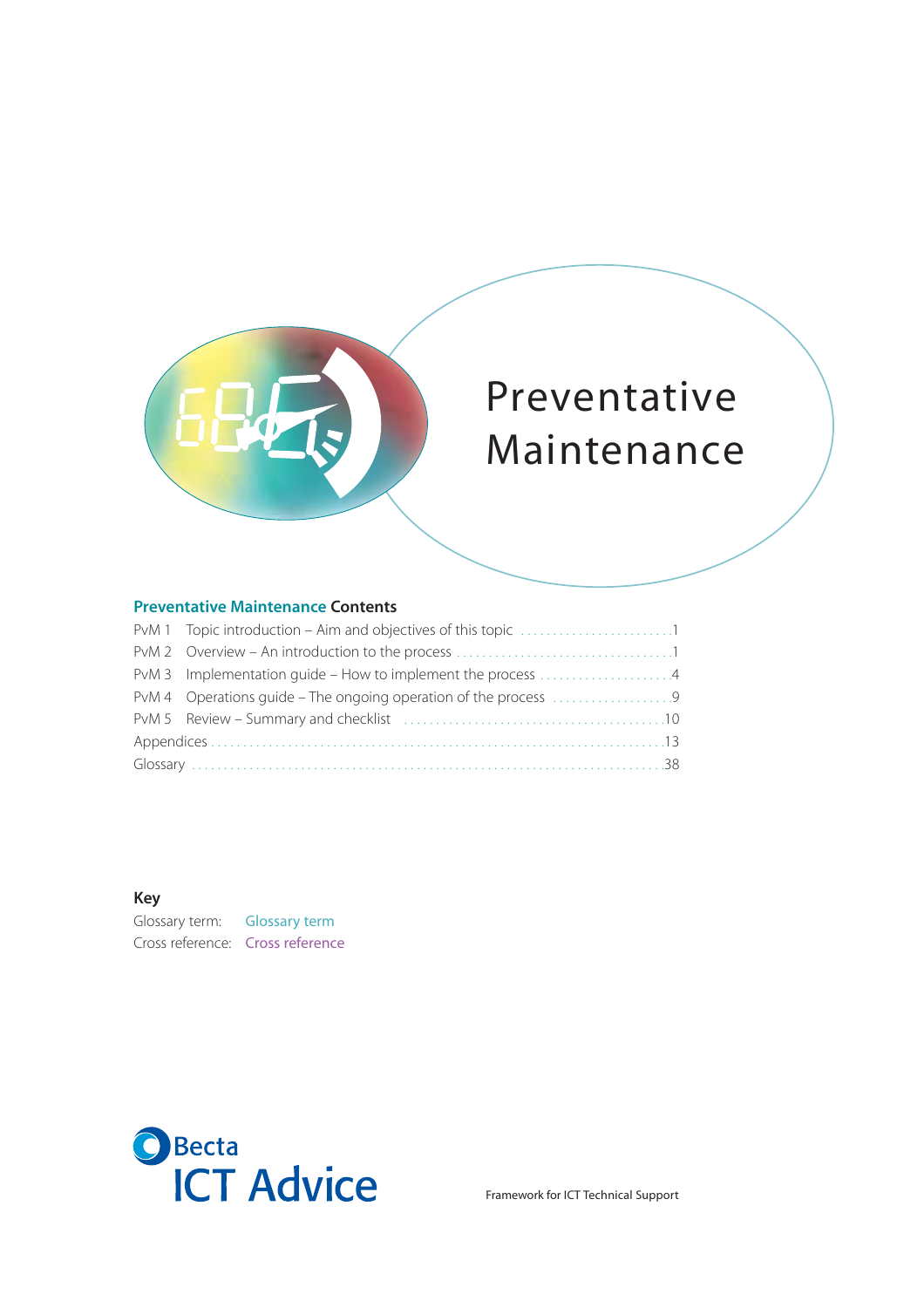# Preventative Maintenance

## Preventative Maintenance Contents

| | | |
|---|---|---|
| PvM 1 | Topic introduction – Aim and objectives of this topic | 1 |
| PvM 2 | Overview – An introduction to the process | 1 |
| PvM 3 | Implementation guide – How to implement the process | 4 |
| PvM 4 | Operations guide – The ongoing operation of the process | 9 |
| PvM 5 | Review – Summary and checklist | 10 |
| Appendices | | 13 |
| Glossary | | 38 |

**Key**

Glossary term: Glossary term
Cross reference: Cross reference

Becta ICT Advice

Framework for ICT Technical Support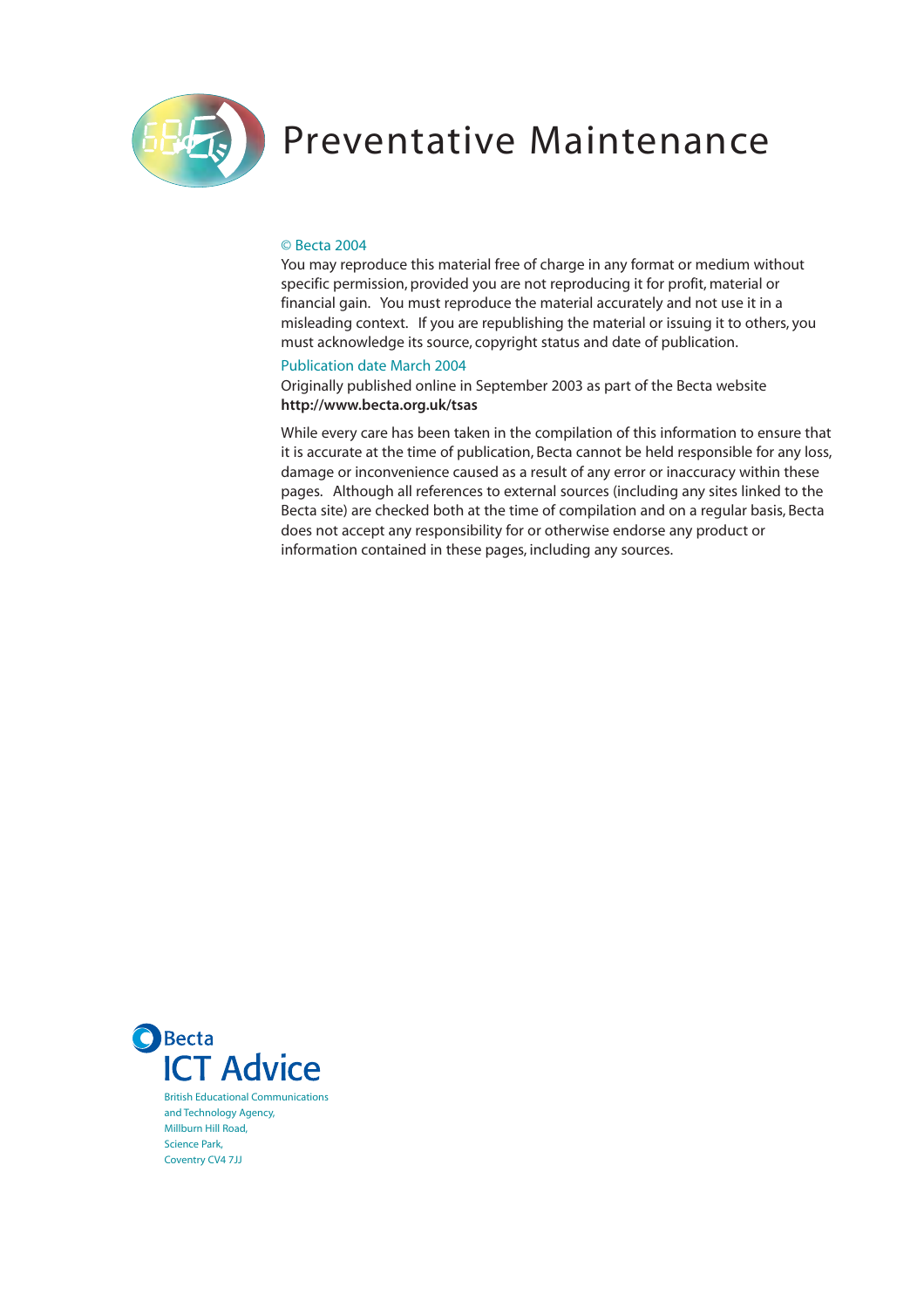# Preventative Maintenance

© Becta 2004

You may reproduce this material free of charge in any format or medium without specific permission, provided you are not reproducing it for profit, material or financial gain. You must reproduce the material accurately and not use it in a misleading context. If you are republishing the material or issuing it to others, you must acknowledge its source, copyright status and date of publication.

Publication date March 2004

Originally published online in September 2003 as part of the Becta website **http://www.becta.org.uk/tsas**

While every care has been taken in the compilation of this information to ensure that it is accurate at the time of publication, Becta cannot be held responsible for any loss, damage or inconvenience caused as a result of any error or inaccuracy within these pages. Although all references to external sources (including any sites linked to the Becta site) are checked both at the time of compilation and on a regular basis, Becta does not accept any responsibility for or otherwise endorse any product or information contained in these pages, including any sources.

Becta
ICT Advice

British Educational Communications
and Technology Agency,
Millburn Hill Road,
Science Park,
Coventry CV4 7JJ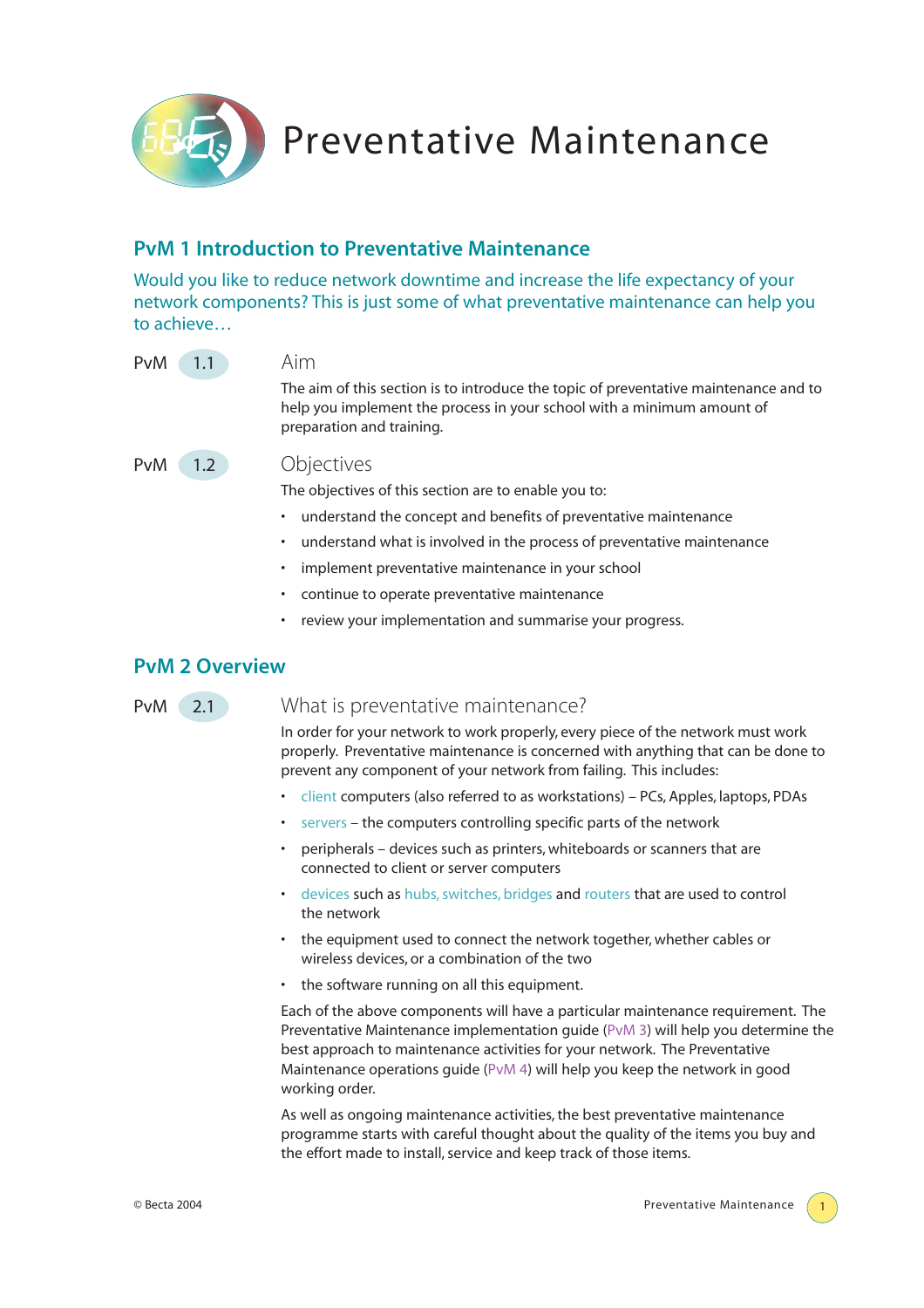# Preventative Maintenance

## PvM 1 Introduction to Preventative Maintenance

Would you like to reduce network downtime and increase the life expectancy of your network components? This is just some of what preventative maintenance can help you to achieve…

### PvM 1.1 Aim

The aim of this section is to introduce the topic of preventative maintenance and to help you implement the process in your school with a minimum amount of preparation and training.

### PvM 1.2 Objectives

The objectives of this section are to enable you to:

- understand the concept and benefits of preventative maintenance
- understand what is involved in the process of preventative maintenance
- implement preventative maintenance in your school
- continue to operate preventative maintenance
- review your implementation and summarise your progress.

## PvM 2 Overview

### PvM 2.1 What is preventative maintenance?

In order for your network to work properly, every piece of the network must work properly. Preventative maintenance is concerned with anything that can be done to prevent any component of your network from failing. This includes:

- client computers (also referred to as workstations) – PCs, Apples, laptops, PDAs
- servers – the computers controlling specific parts of the network
- peripherals – devices such as printers, whiteboards or scanners that are connected to client or server computers
- devices such as hubs, switches, bridges and routers that are used to control the network
- the equipment used to connect the network together, whether cables or wireless devices, or a combination of the two
- the software running on all this equipment.

Each of the above components will have a particular maintenance requirement. The Preventative Maintenance implementation guide (PvM 3) will help you determine the best approach to maintenance activities for your network. The Preventative Maintenance operations guide (PvM 4) will help you keep the network in good working order.

As well as ongoing maintenance activities, the best preventative maintenance programme starts with careful thought about the quality of the items you buy and the effort made to install, service and keep track of those items.

© Becta 2004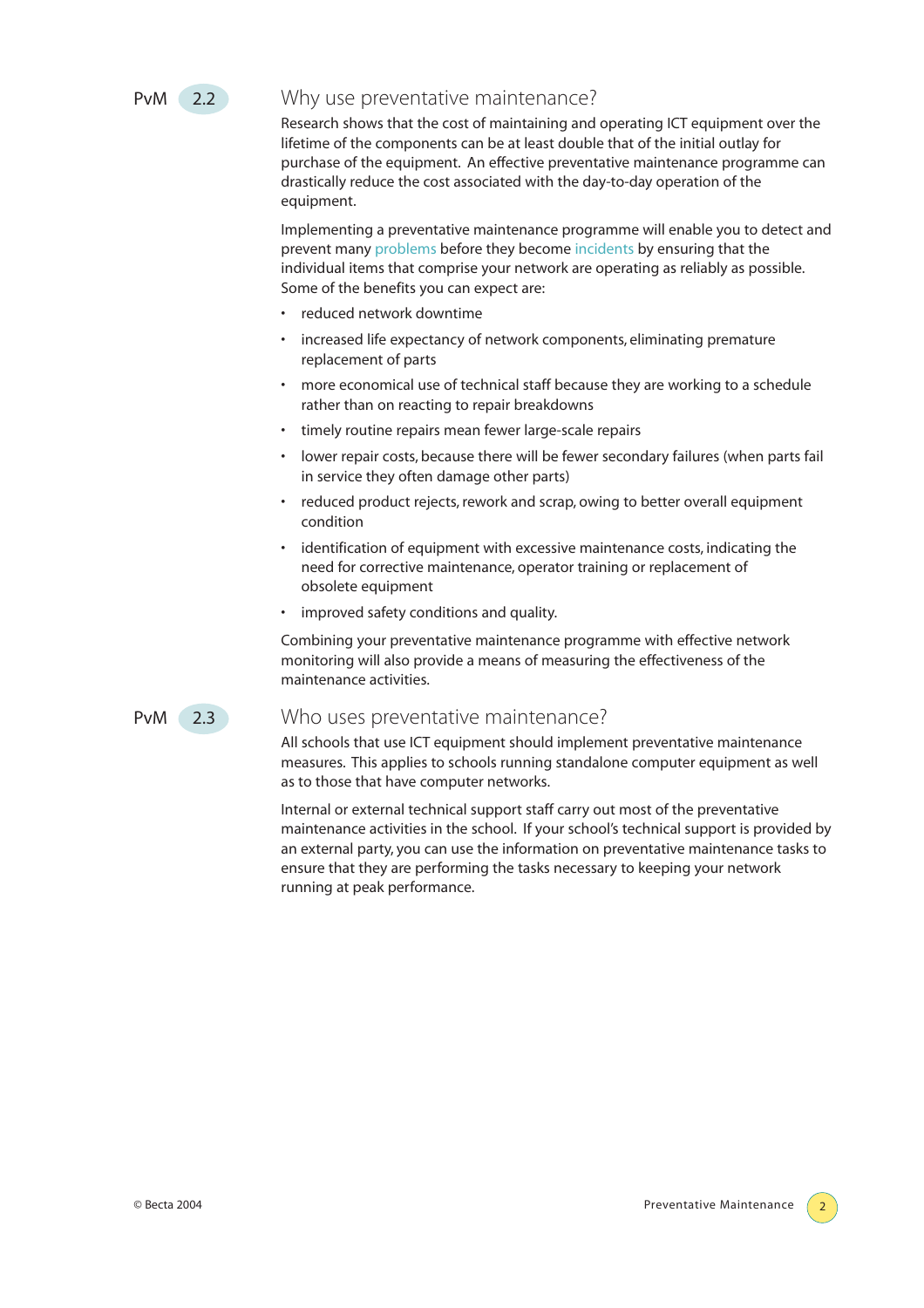## PvM 2.2 Why use preventative maintenance?

Research shows that the cost of maintaining and operating ICT equipment over the lifetime of the components can be at least double that of the initial outlay for purchase of the equipment. An effective preventative maintenance programme can drastically reduce the cost associated with the day-to-day operation of the equipment.

Implementing a preventative maintenance programme will enable you to detect and prevent many problems before they become incidents by ensuring that the individual items that comprise your network are operating as reliably as possible. Some of the benefits you can expect are:

- reduced network downtime
- increased life expectancy of network components, eliminating premature replacement of parts
- more economical use of technical staff because they are working to a schedule rather than on reacting to repair breakdowns
- timely routine repairs mean fewer large-scale repairs
- lower repair costs, because there will be fewer secondary failures (when parts fail in service they often damage other parts)
- reduced product rejects, rework and scrap, owing to better overall equipment condition
- identification of equipment with excessive maintenance costs, indicating the need for corrective maintenance, operator training or replacement of obsolete equipment
- improved safety conditions and quality.

Combining your preventative maintenance programme with effective network monitoring will also provide a means of measuring the effectiveness of the maintenance activities.

## PvM 2.3 Who uses preventative maintenance?

All schools that use ICT equipment should implement preventative maintenance measures. This applies to schools running standalone computer equipment as well as to those that have computer networks.

Internal or external technical support staff carry out most of the preventative maintenance activities in the school. If your school's technical support is provided by an external party, you can use the information on preventative maintenance tasks to ensure that they are performing the tasks necessary to keeping your network running at peak performance.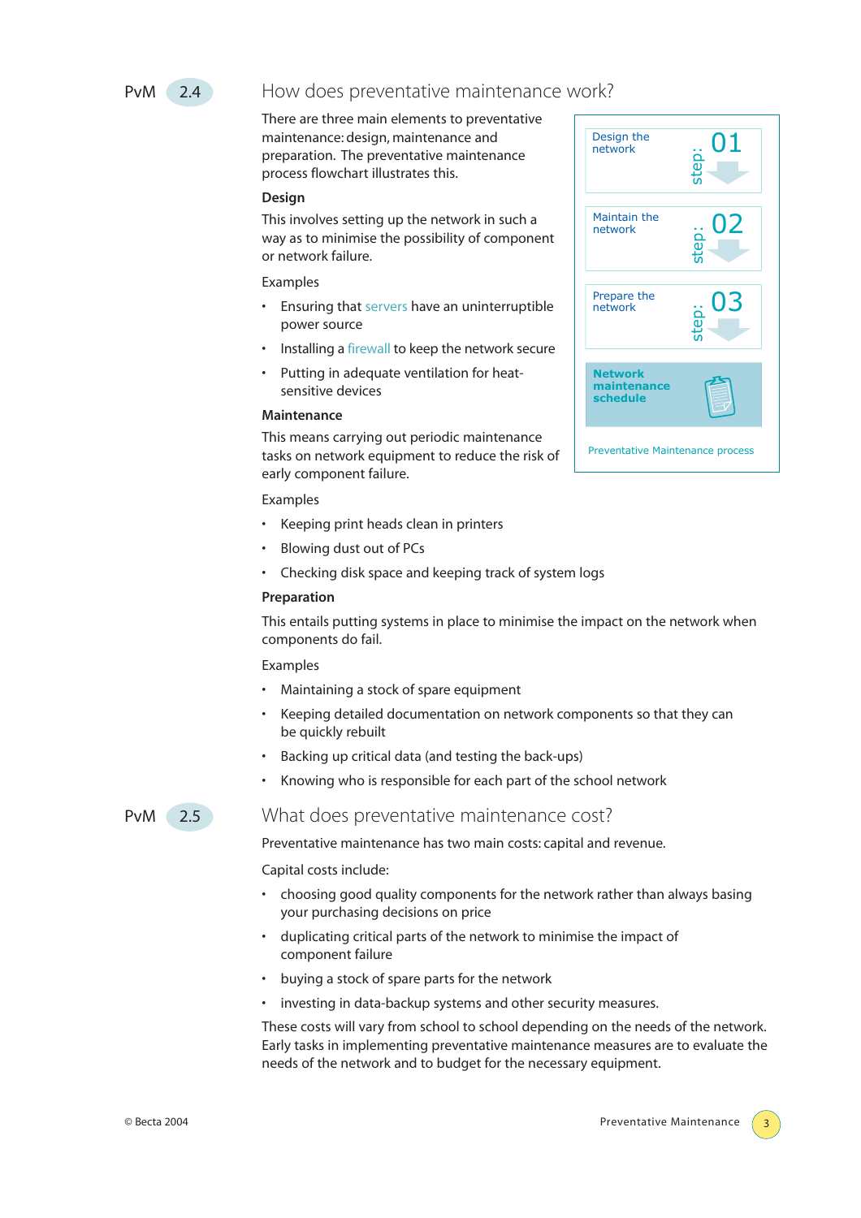## PvM 2.4 How does preventative maintenance work?

There are three main elements to preventative maintenance: design, maintenance and preparation. The preventative maintenance process flowchart illustrates this.

Design the network — step: 01

Maintain the network — step: 02

Prepare the network — step: 03

**Network maintenance schedule**

Preventative Maintenance process

**Design**

This involves setting up the network in such a way as to minimise the possibility of component or network failure.

Examples

- Ensuring that servers have an uninterruptible power source
- Installing a firewall to keep the network secure
- Putting in adequate ventilation for heat-sensitive devices

**Maintenance**

This means carrying out periodic maintenance tasks on network equipment to reduce the risk of early component failure.

Examples

- Keeping print heads clean in printers
- Blowing dust out of PCs
- Checking disk space and keeping track of system logs

**Preparation**

This entails putting systems in place to minimise the impact on the network when components do fail.

Examples

- Maintaining a stock of spare equipment
- Keeping detailed documentation on network components so that they can be quickly rebuilt
- Backing up critical data (and testing the back-ups)
- Knowing who is responsible for each part of the school network

## PvM 2.5 What does preventative maintenance cost?

Preventative maintenance has two main costs: capital and revenue.

Capital costs include:

- choosing good quality components for the network rather than always basing your purchasing decisions on price
- duplicating critical parts of the network to minimise the impact of component failure
- buying a stock of spare parts for the network
- investing in data-backup systems and other security measures.

These costs will vary from school to school depending on the needs of the network. Early tasks in implementing preventative maintenance measures are to evaluate the needs of the network and to budget for the necessary equipment.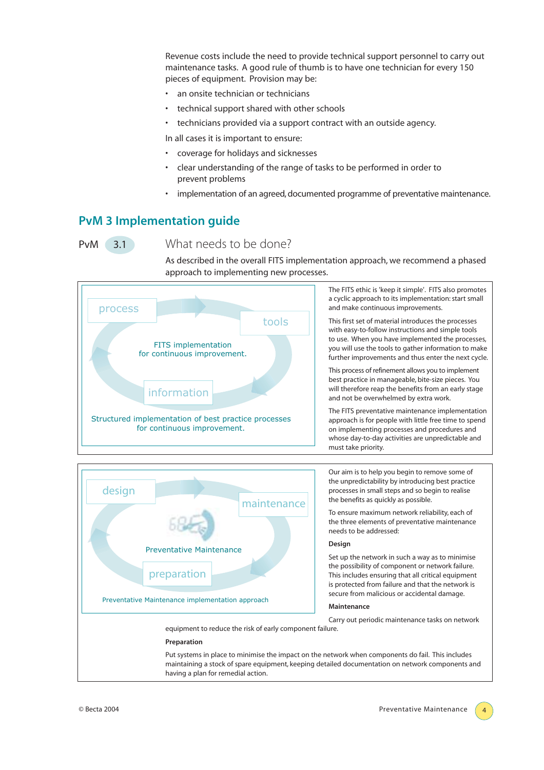Revenue costs include the need to provide technical support personnel to carry out maintenance tasks. A good rule of thumb is to have one technician for every 150 pieces of equipment. Provision may be:

- an onsite technician or technicians
- technical support shared with other schools
- technicians provided via a support contract with an outside agency.

In all cases it is important to ensure:

- coverage for holidays and sicknesses
- clear understanding of the range of tasks to be performed in order to prevent problems
- implementation of an agreed, documented programme of preventative maintenance.

## PvM 3 Implementation guide

### PvM 3.1 What needs to be done?

As described in the overall FITS implementation approach, we recommend a phased approach to implementing new processes.

process — tools — information

FITS implementation for continuous improvement.

Structured implementation of best practice processes for continuous improvement.

The FITS ethic is 'keep it simple'. FITS also promotes a cyclic approach to its implementation: start small and make continuous improvements.

This first set of material introduces the processes with easy-to-follow instructions and simple tools to use. When you have implemented the processes, you will use the tools to gather information to make further improvements and thus enter the next cycle.

This process of refinement allows you to implement best practice in manageable, bite-size pieces. You will therefore reap the benefits from an early stage and not be overwhelmed by extra work.

The FITS preventative maintenance implementation approach is for people with little free time to spend on implementing processes and procedures and whose day-to-day activities are unpredictable and must take priority.

design — maintenance — preparation

Preventative Maintenance

Preventative Maintenance implementation approach

Our aim is to help you begin to remove some of the unpredictability by introducing best practice processes in small steps and so begin to realise the benefits as quickly as possible.

To ensure maximum network reliability, each of the three elements of preventative maintenance needs to be addressed:

**Design**

Set up the network in such a way as to minimise the possibility of component or network failure. This includes ensuring that all critical equipment is protected from failure and that the network is secure from malicious or accidental damage.

**Maintenance**

Carry out periodic maintenance tasks on network equipment to reduce the risk of early component failure.

**Preparation**

Put systems in place to minimise the impact on the network when components do fail. This includes maintaining a stock of spare equipment, keeping detailed documentation on network components and having a plan for remedial action.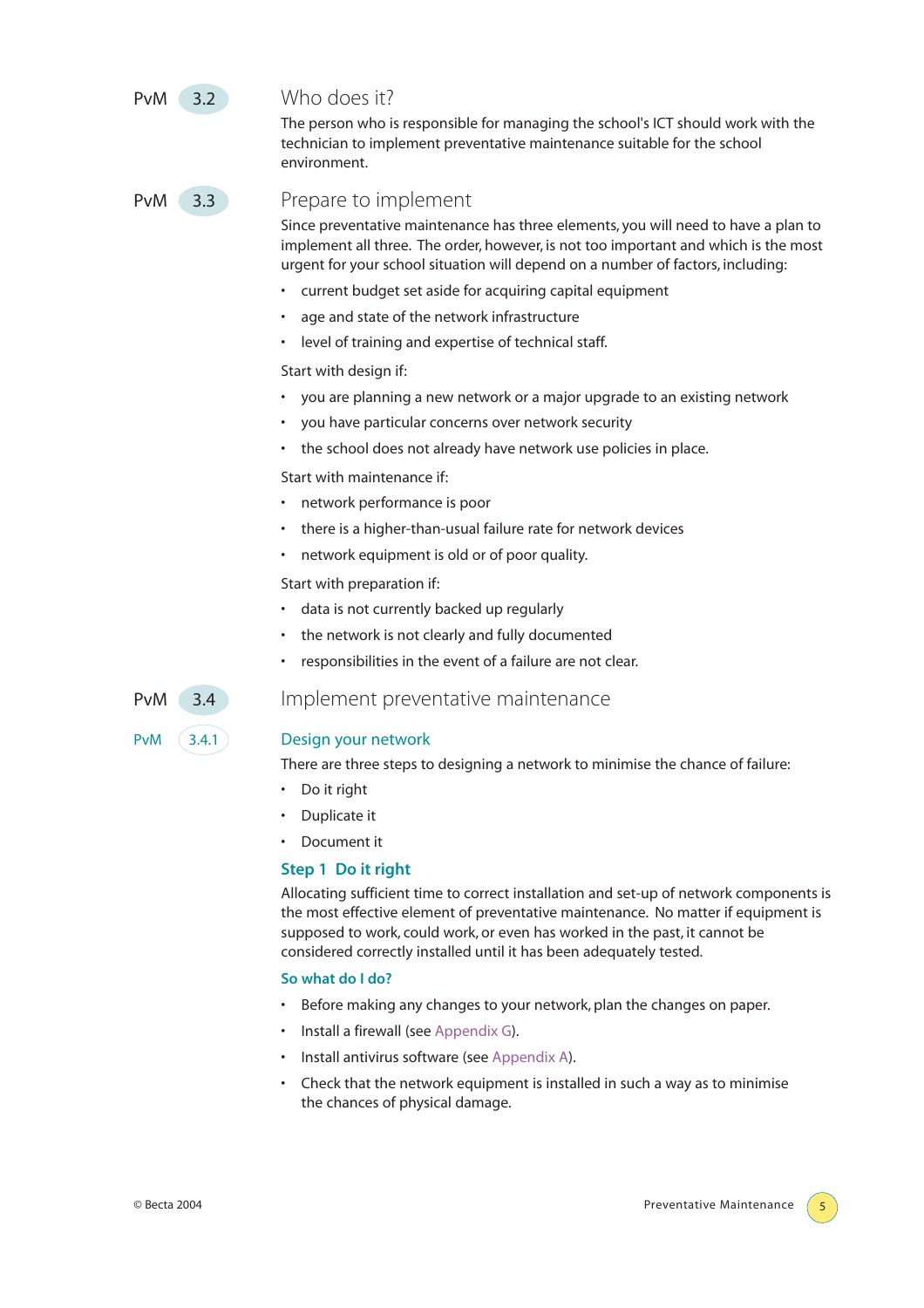## PvM 3.2 Who does it?

The person who is responsible for managing the school's ICT should work with the technician to implement preventative maintenance suitable for the school environment.

## PvM 3.3 Prepare to implement

Since preventative maintenance has three elements, you will need to have a plan to implement all three. The order, however, is not too important and which is the most urgent for your school situation will depend on a number of factors, including:

- current budget set aside for acquiring capital equipment
- age and state of the network infrastructure
- level of training and expertise of technical staff.

Start with design if:

- you are planning a new network or a major upgrade to an existing network
- you have particular concerns over network security
- the school does not already have network use policies in place.

Start with maintenance if:

- network performance is poor
- there is a higher-than-usual failure rate for network devices
- network equipment is old or of poor quality.

Start with preparation if:

- data is not currently backed up regularly
- the network is not clearly and fully documented
- responsibilities in the event of a failure are not clear.

## PvM 3.4 Implement preventative maintenance

### PvM 3.4.1 Design your network

There are three steps to designing a network to minimise the chance of failure:

- Do it right
- Duplicate it
- Document it

#### Step 1 Do it right

Allocating sufficient time to correct installation and set-up of network components is the most effective element of preventative maintenance. No matter if equipment is supposed to work, could work, or even has worked in the past, it cannot be considered correctly installed until it has been adequately tested.

**So what do I do?**

- Before making any changes to your network, plan the changes on paper.
- Install a firewall (see Appendix G).
- Install antivirus software (see Appendix A).
- Check that the network equipment is installed in such a way as to minimise the chances of physical damage.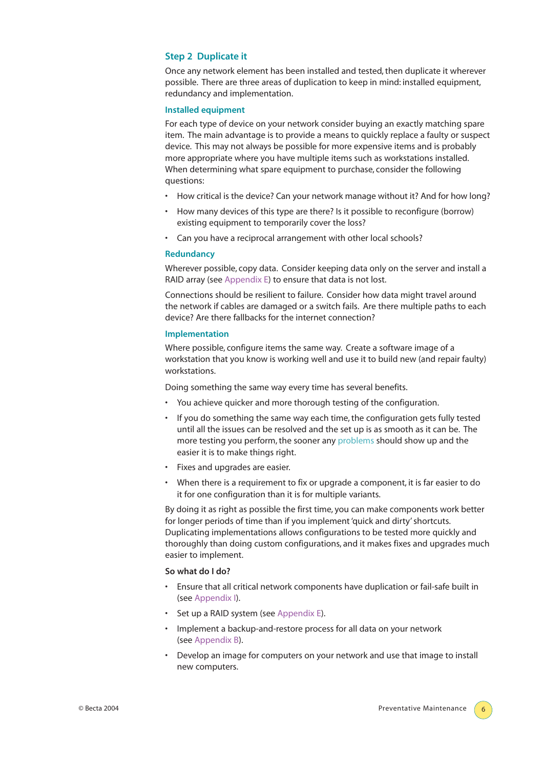## Step 2 Duplicate it

Once any network element has been installed and tested, then duplicate it wherever possible. There are three areas of duplication to keep in mind: installed equipment, redundancy and implementation.

### Installed equipment

For each type of device on your network consider buying an exactly matching spare item. The main advantage is to provide a means to quickly replace a faulty or suspect device. This may not always be possible for more expensive items and is probably more appropriate where you have multiple items such as workstations installed. When determining what spare equipment to purchase, consider the following questions:

- How critical is the device? Can your network manage without it? And for how long?
- How many devices of this type are there? Is it possible to reconfigure (borrow) existing equipment to temporarily cover the loss?
- Can you have a reciprocal arrangement with other local schools?

### Redundancy

Wherever possible, copy data. Consider keeping data only on the server and install a RAID array (see Appendix E) to ensure that data is not lost.

Connections should be resilient to failure. Consider how data might travel around the network if cables are damaged or a switch fails. Are there multiple paths to each device? Are there fallbacks for the internet connection?

### Implementation

Where possible, configure items the same way. Create a software image of a workstation that you know is working well and use it to build new (and repair faulty) workstations.

Doing something the same way every time has several benefits.

- You achieve quicker and more thorough testing of the configuration.
- If you do something the same way each time, the configuration gets fully tested until all the issues can be resolved and the set up is as smooth as it can be. The more testing you perform, the sooner any problems should show up and the easier it is to make things right.
- Fixes and upgrades are easier.
- When there is a requirement to fix or upgrade a component, it is far easier to do it for one configuration than it is for multiple variants.

By doing it as right as possible the first time, you can make components work better for longer periods of time than if you implement 'quick and dirty' shortcuts. Duplicating implementations allows configurations to be tested more quickly and thoroughly than doing custom configurations, and it makes fixes and upgrades much easier to implement.

**So what do I do?**

- Ensure that all critical network components have duplication or fail-safe built in (see Appendix I).
- Set up a RAID system (see Appendix E).
- Implement a backup-and-restore process for all data on your network (see Appendix B).
- Develop an image for computers on your network and use that image to install new computers.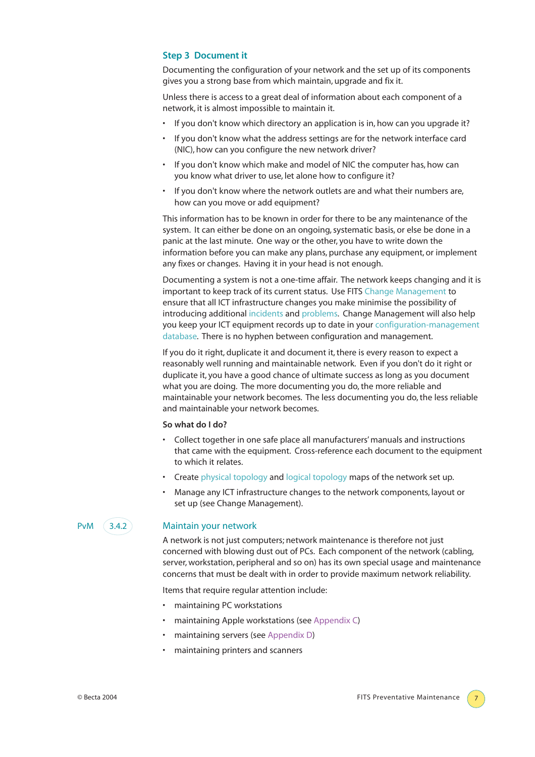### Step 3 Document it

Documenting the configuration of your network and the set up of its components gives you a strong base from which maintain, upgrade and fix it.

Unless there is access to a great deal of information about each component of a network, it is almost impossible to maintain it.

- If you don't know which directory an application is in, how can you upgrade it?
- If you don't know what the address settings are for the network interface card (NIC), how can you configure the new network driver?
- If you don't know which make and model of NIC the computer has, how can you know what driver to use, let alone how to configure it?
- If you don't know where the network outlets are and what their numbers are, how can you move or add equipment?

This information has to be known in order for there to be any maintenance of the system. It can either be done on an ongoing, systematic basis, or else be done in a panic at the last minute. One way or the other, you have to write down the information before you can make any plans, purchase any equipment, or implement any fixes or changes. Having it in your head is not enough.

Documenting a system is not a one-time affair. The network keeps changing and it is important to keep track of its current status. Use FITS Change Management to ensure that all ICT infrastructure changes you make minimise the possibility of introducing additional incidents and problems. Change Management will also help you keep your ICT equipment records up to date in your configuration-management database. There is no hyphen between configuration and management.

If you do it right, duplicate it and document it, there is every reason to expect a reasonably well running and maintainable network. Even if you don't do it right or duplicate it, you have a good chance of ultimate success as long as you document what you are doing. The more documenting you do, the more reliable and maintainable your network becomes. The less documenting you do, the less reliable and maintainable your network becomes.

**So what do I do?**

- Collect together in one safe place all manufacturers' manuals and instructions that came with the equipment. Cross-reference each document to the equipment to which it relates.
- Create physical topology and logical topology maps of the network set up.
- Manage any ICT infrastructure changes to the network components, layout or set up (see Change Management).

## PvM 3.4.2 Maintain your network

A network is not just computers; network maintenance is therefore not just concerned with blowing dust out of PCs. Each component of the network (cabling, server, workstation, peripheral and so on) has its own special usage and maintenance concerns that must be dealt with in order to provide maximum network reliability.

Items that require regular attention include:

- maintaining PC workstations
- maintaining Apple workstations (see Appendix C)
- maintaining servers (see Appendix D)
- maintaining printers and scanners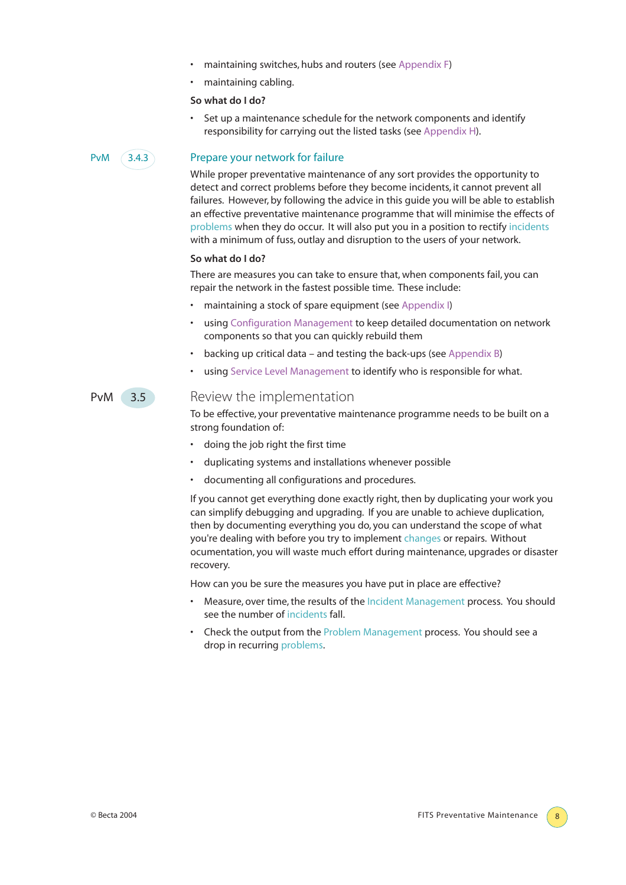- maintaining switches, hubs and routers (see Appendix F)
- maintaining cabling.

**So what do I do?**

- Set up a maintenance schedule for the network components and identify responsibility for carrying out the listed tasks (see Appendix H).

### PvM 3.4.3 Prepare your network for failure

While proper preventative maintenance of any sort provides the opportunity to detect and correct problems before they become incidents, it cannot prevent all failures. However, by following the advice in this guide you will be able to establish an effective preventative maintenance programme that will minimise the effects of problems when they do occur. It will also put you in a position to rectify incidents with a minimum of fuss, outlay and disruption to the users of your network.

**So what do I do?**

There are measures you can take to ensure that, when components fail, you can repair the network in the fastest possible time. These include:

- maintaining a stock of spare equipment (see Appendix I)
- using Configuration Management to keep detailed documentation on network components so that you can quickly rebuild them
- backing up critical data – and testing the back-ups (see Appendix B)
- using Service Level Management to identify who is responsible for what.

## PvM 3.5 Review the implementation

To be effective, your preventative maintenance programme needs to be built on a strong foundation of:

- doing the job right the first time
- duplicating systems and installations whenever possible
- documenting all configurations and procedures.

If you cannot get everything done exactly right, then by duplicating your work you can simplify debugging and upgrading. If you are unable to achieve duplication, then by documenting everything you do, you can understand the scope of what you're dealing with before you try to implement changes or repairs. Without ocumentation, you will waste much effort during maintenance, upgrades or disaster recovery.

How can you be sure the measures you have put in place are effective?

- Measure, over time, the results of the Incident Management process. You should see the number of incidents fall.
- Check the output from the Problem Management process. You should see a drop in recurring problems.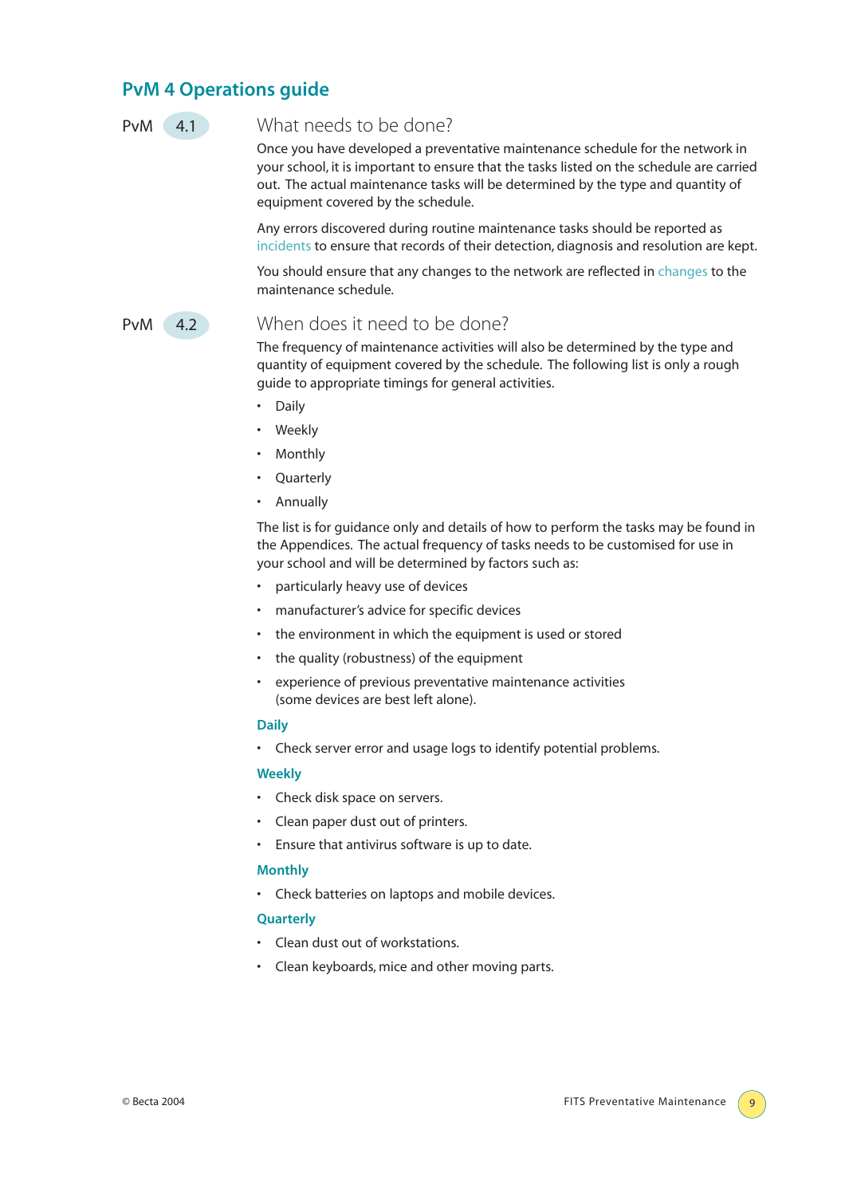## PvM 4 Operations guide

### PvM 4.1 What needs to be done?

Once you have developed a preventative maintenance schedule for the network in your school, it is important to ensure that the tasks listed on the schedule are carried out. The actual maintenance tasks will be determined by the type and quantity of equipment covered by the schedule.

Any errors discovered during routine maintenance tasks should be reported as incidents to ensure that records of their detection, diagnosis and resolution are kept.

You should ensure that any changes to the network are reflected in changes to the maintenance schedule.

### PvM 4.2 When does it need to be done?

The frequency of maintenance activities will also be determined by the type and quantity of equipment covered by the schedule. The following list is only a rough guide to appropriate timings for general activities.

- Daily
- Weekly
- Monthly
- Quarterly
- Annually

The list is for guidance only and details of how to perform the tasks may be found in the Appendices. The actual frequency of tasks needs to be customised for use in your school and will be determined by factors such as:

- particularly heavy use of devices
- manufacturer's advice for specific devices
- the environment in which the equipment is used or stored
- the quality (robustness) of the equipment
- experience of previous preventative maintenance activities (some devices are best left alone).

#### Daily

- Check server error and usage logs to identify potential problems.

#### Weekly

- Check disk space on servers.
- Clean paper dust out of printers.
- Ensure that antivirus software is up to date.

#### Monthly

- Check batteries on laptops and mobile devices.

#### Quarterly

- Clean dust out of workstations.
- Clean keyboards, mice and other moving parts.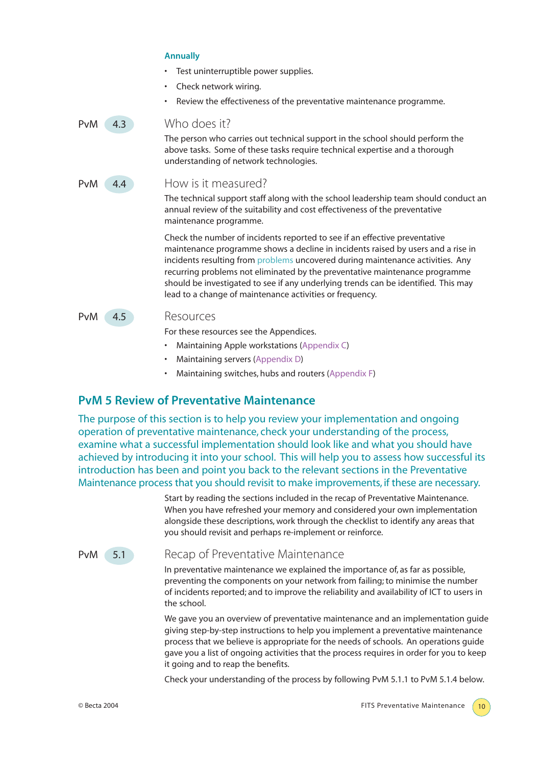**Annually**

- Test uninterruptible power supplies.
- Check network wiring.
- Review the effectiveness of the preventative maintenance programme.

### PvM 4.3 Who does it?

The person who carries out technical support in the school should perform the above tasks. Some of these tasks require technical expertise and a thorough understanding of network technologies.

### PvM 4.4 How is it measured?

The technical support staff along with the school leadership team should conduct an annual review of the suitability and cost effectiveness of the preventative maintenance programme.

Check the number of incidents reported to see if an effective preventative maintenance programme shows a decline in incidents raised by users and a rise in incidents resulting from problems uncovered during maintenance activities. Any recurring problems not eliminated by the preventative maintenance programme should be investigated to see if any underlying trends can be identified. This may lead to a change of maintenance activities or frequency.

### PvM 4.5 Resources

For these resources see the Appendices.

- Maintaining Apple workstations (Appendix C)
- Maintaining servers (Appendix D)
- Maintaining switches, hubs and routers (Appendix F)

## PvM 5 Review of Preventative Maintenance

The purpose of this section is to help you review your implementation and ongoing operation of preventative maintenance, check your understanding of the process, examine what a successful implementation should look like and what you should have achieved by introducing it into your school. This will help you to assess how successful its introduction has been and point you back to the relevant sections in the Preventative Maintenance process that you should revisit to make improvements, if these are necessary.

Start by reading the sections included in the recap of Preventative Maintenance. When you have refreshed your memory and considered your own implementation alongside these descriptions, work through the checklist to identify any areas that you should revisit and perhaps re-implement or reinforce.

### PvM 5.1 Recap of Preventative Maintenance

In preventative maintenance we explained the importance of, as far as possible, preventing the components on your network from failing; to minimise the number of incidents reported; and to improve the reliability and availability of ICT to users in the school.

We gave you an overview of preventative maintenance and an implementation guide giving step-by-step instructions to help you implement a preventative maintenance process that we believe is appropriate for the needs of schools. An operations guide gave you a list of ongoing activities that the process requires in order for you to keep it going and to reap the benefits.

Check your understanding of the process by following PvM 5.1.1 to PvM 5.1.4 below.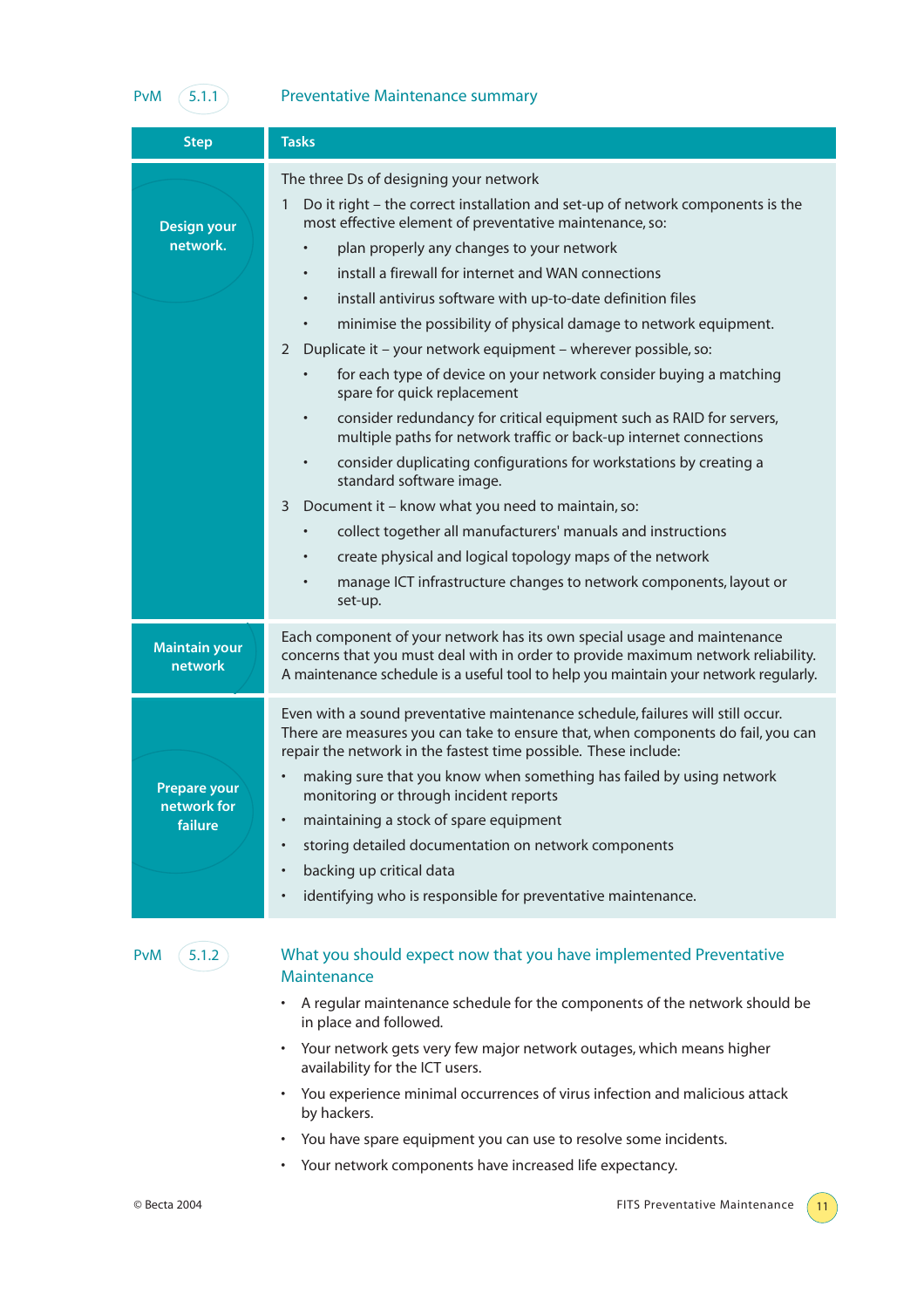## PvM 5.1.1 Preventative Maintenance summary

| Step | Tasks |
|---|---|
| Design your network. | The three Ds of designing your network<br>1 Do it right – the correct installation and set-up of network components is the most effective element of preventative maintenance, so:<br>• plan properly any changes to your network<br>• install a firewall for internet and WAN connections<br>• install antivirus software with up-to-date definition files<br>• minimise the possibility of physical damage to network equipment.<br>2 Duplicate it – your network equipment – wherever possible, so:<br>• for each type of device on your network consider buying a matching spare for quick replacement<br>• consider redundancy for critical equipment such as RAID for servers, multiple paths for network traffic or back-up internet connections<br>• consider duplicating configurations for workstations by creating a standard software image.<br>3 Document it – know what you need to maintain, so:<br>• collect together all manufacturers' manuals and instructions<br>• create physical and logical topology maps of the network<br>• manage ICT infrastructure changes to network components, layout or set-up. |
| Maintain your network | Each component of your network has its own special usage and maintenance concerns that you must deal with in order to provide maximum network reliability. A maintenance schedule is a useful tool to help you maintain your network regularly. |
| Prepare your network for failure | Even with a sound preventative maintenance schedule, failures will still occur. There are measures you can take to ensure that, when components do fail, you can repair the network in the fastest time possible. These include:<br>• making sure that you know when something has failed by using network monitoring or through incident reports<br>• maintaining a stock of spare equipment<br>• storing detailed documentation on network components<br>• backing up critical data<br>• identifying who is responsible for preventative maintenance. |

## PvM 5.1.2 What you should expect now that you have implemented Preventative Maintenance

- A regular maintenance schedule for the components of the network should be in place and followed.
- Your network gets very few major network outages, which means higher availability for the ICT users.
- You experience minimal occurrences of virus infection and malicious attack by hackers.
- You have spare equipment you can use to resolve some incidents.
- Your network components have increased life expectancy.

© Becta 2004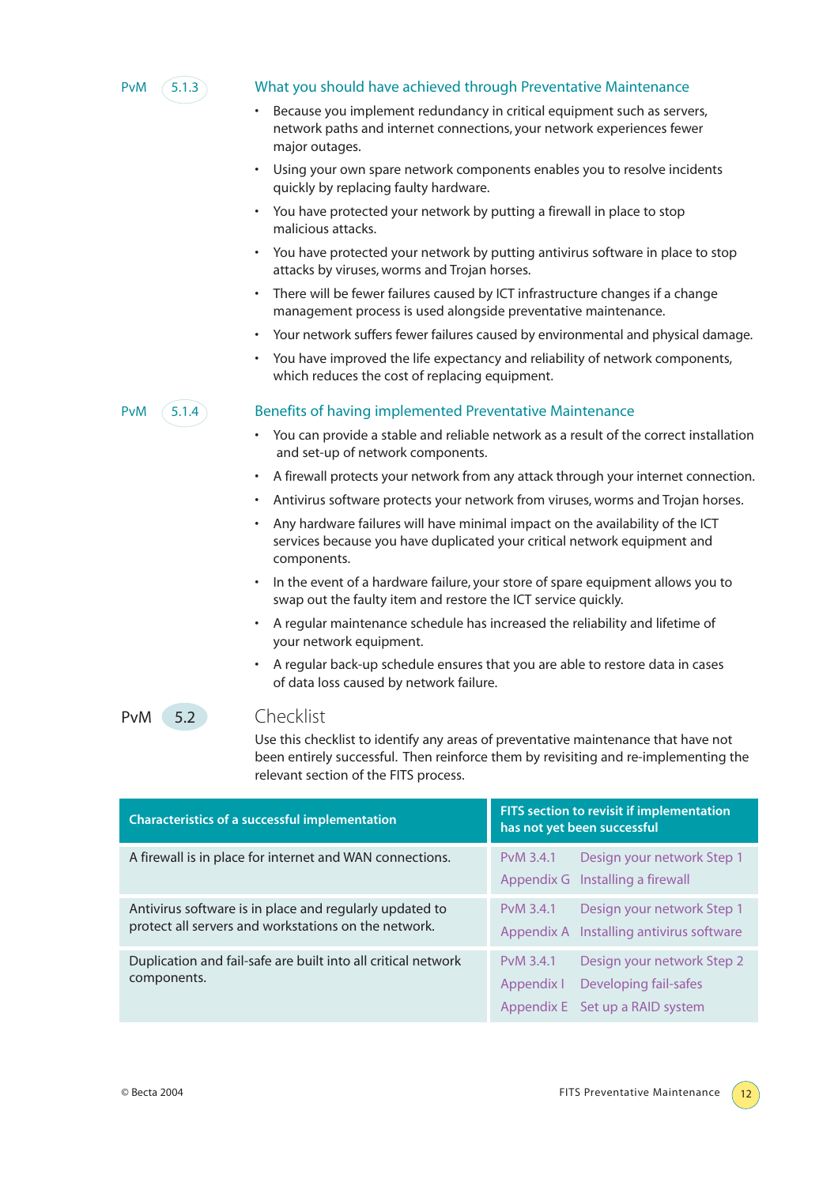## PvM 5.1.3 What you should have achieved through Preventative Maintenance

- Because you implement redundancy in critical equipment such as servers, network paths and internet connections, your network experiences fewer major outages.
- Using your own spare network components enables you to resolve incidents quickly by replacing faulty hardware.
- You have protected your network by putting a firewall in place to stop malicious attacks.
- You have protected your network by putting antivirus software in place to stop attacks by viruses, worms and Trojan horses.
- There will be fewer failures caused by ICT infrastructure changes if a change management process is used alongside preventative maintenance.
- Your network suffers fewer failures caused by environmental and physical damage.
- You have improved the life expectancy and reliability of network components, which reduces the cost of replacing equipment.

## PvM 5.1.4 Benefits of having implemented Preventative Maintenance

- You can provide a stable and reliable network as a result of the correct installation and set-up of network components.
- A firewall protects your network from any attack through your internet connection.
- Antivirus software protects your network from viruses, worms and Trojan horses.
- Any hardware failures will have minimal impact on the availability of the ICT services because you have duplicated your critical network equipment and components.
- In the event of a hardware failure, your store of spare equipment allows you to swap out the faulty item and restore the ICT service quickly.
- A regular maintenance schedule has increased the reliability and lifetime of your network equipment.
- A regular back-up schedule ensures that you are able to restore data in cases of data loss caused by network failure.

# PvM 5.2 Checklist

Use this checklist to identify any areas of preventative maintenance that have not been entirely successful. Then reinforce them by revisiting and re-implementing the relevant section of the FITS process.

| Characteristics of a successful implementation | FITS section to revisit if implementation has not yet been successful |
|---|---|
| A firewall is in place for internet and WAN connections. | PvM 3.4.1 Design your network Step 1<br>Appendix G Installing a firewall |
| Antivirus software is in place and regularly updated to protect all servers and workstations on the network. | PvM 3.4.1 Design your network Step 1<br>Appendix A Installing antivirus software |
| Duplication and fail-safe are built into all critical network components. | PvM 3.4.1 Design your network Step 2<br>Appendix I Developing fail-safes<br>Appendix E Set up a RAID system |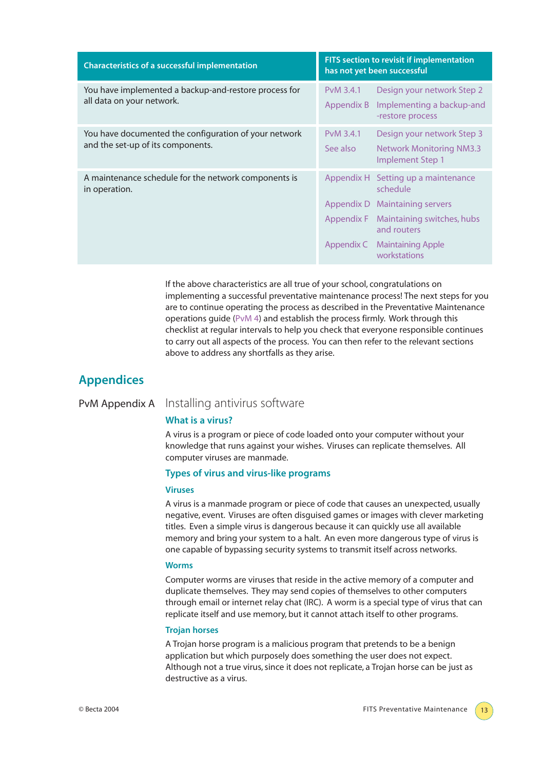| Characteristics of a successful implementation | FITS section to revisit if implementation has not yet been successful | |
|---|---|---|
| You have implemented a backup-and-restore process for all data on your network. | PvM 3.4.1 | Design your network Step 2 |
| | Appendix B | Implementing a backup-and-restore process |
| You have documented the configuration of your network and the set-up of its components. | PvM 3.4.1 | Design your network Step 3 |
| | See also | Network Monitoring NM3.3 Implement Step 1 |
| A maintenance schedule for the network components is in operation. | Appendix H | Setting up a maintenance schedule |
| | Appendix D | Maintaining servers |
| | Appendix F | Maintaining switches, hubs and routers |
| | Appendix C | Maintaining Apple workstations |

If the above characteristics are all true of your school, congratulations on implementing a successful preventative maintenance process! The next steps for you are to continue operating the process as described in the Preventative Maintenance operations guide (PvM 4) and establish the process firmly. Work through this checklist at regular intervals to help you check that everyone responsible continues to carry out all aspects of the process. You can then refer to the relevant sections above to address any shortfalls as they arise.

# Appendices

## PvM Appendix A Installing antivirus software

### What is a virus?

A virus is a program or piece of code loaded onto your computer without your knowledge that runs against your wishes. Viruses can replicate themselves. All computer viruses are manmade.

### Types of virus and virus-like programs

#### Viruses

A virus is a manmade program or piece of code that causes an unexpected, usually negative, event. Viruses are often disguised games or images with clever marketing titles. Even a simple virus is dangerous because it can quickly use all available memory and bring your system to a halt. An even more dangerous type of virus is one capable of bypassing security systems to transmit itself across networks.

#### Worms

Computer worms are viruses that reside in the active memory of a computer and duplicate themselves. They may send copies of themselves to other computers through email or internet relay chat (IRC). A worm is a special type of virus that can replicate itself and use memory, but it cannot attach itself to other programs.

#### Trojan horses

A Trojan horse program is a malicious program that pretends to be a benign application but which purposely does something the user does not expect. Although not a true virus, since it does not replicate, a Trojan horse can be just as destructive as a virus.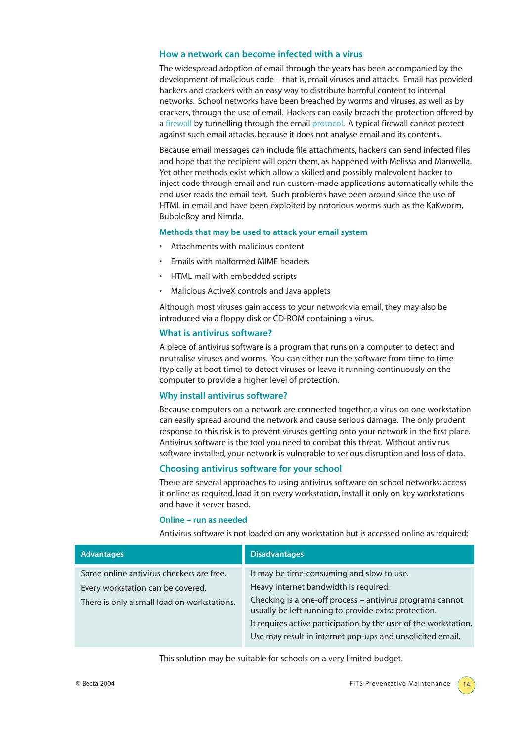### How a network can become infected with a virus

The widespread adoption of email through the years has been accompanied by the development of malicious code – that is, email viruses and attacks. Email has provided hackers and crackers with an easy way to distribute harmful content to internal networks. School networks have been breached by worms and viruses, as well as by crackers, through the use of email. Hackers can easily breach the protection offered by a firewall by tunnelling through the email protocol. A typical firewall cannot protect against such email attacks, because it does not analyse email and its contents.

Because email messages can include file attachments, hackers can send infected files and hope that the recipient will open them, as happened with Melissa and Manwella. Yet other methods exist which allow a skilled and possibly malevolent hacker to inject code through email and run custom-made applications automatically while the end user reads the email text. Such problems have been around since the use of HTML in email and have been exploited by notorious worms such as the KaKworm, BubbleBoy and Nimda.

#### Methods that may be used to attack your email system

- Attachments with malicious content
- Emails with malformed MIME headers
- HTML mail with embedded scripts
- Malicious ActiveX controls and Java applets

Although most viruses gain access to your network via email, they may also be introduced via a floppy disk or CD-ROM containing a virus.

### What is antivirus software?

A piece of antivirus software is a program that runs on a computer to detect and neutralise viruses and worms. You can either run the software from time to time (typically at boot time) to detect viruses or leave it running continuously on the computer to provide a higher level of protection.

### Why install antivirus software?

Because computers on a network are connected together, a virus on one workstation can easily spread around the network and cause serious damage. The only prudent response to this risk is to prevent viruses getting onto your network in the first place. Antivirus software is the tool you need to combat this threat. Without antivirus software installed, your network is vulnerable to serious disruption and loss of data.

### Choosing antivirus software for your school

There are several approaches to using antivirus software on school networks: access it online as required, load it on every workstation, install it only on key workstations and have it server based.

#### Online – run as needed

Antivirus software is not loaded on any workstation but is accessed online as required:

| Advantages | Disadvantages |
|---|---|
| Some online antivirus checkers are free.<br>Every workstation can be covered.<br>There is only a small load on workstations. | It may be time-consuming and slow to use.<br>Heavy internet bandwidth is required.<br>Checking is a one-off process – antivirus programs cannot usually be left running to provide extra protection.<br>It requires active participation by the user of the workstation.<br>Use may result in internet pop-ups and unsolicited email. |

This solution may be suitable for schools on a very limited budget.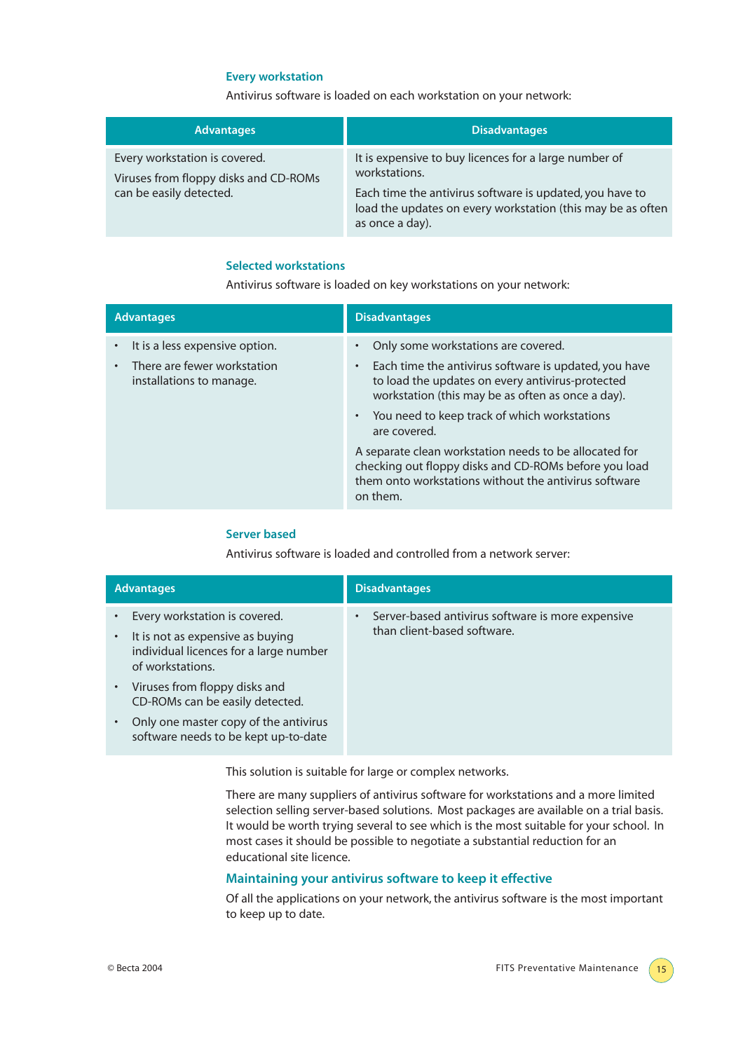### Every workstation

Antivirus software is loaded on each workstation on your network:

| Advantages | Disadvantages |
|---|---|
| Every workstation is covered.<br><br>Viruses from floppy disks and CD-ROMs can be easily detected. | It is expensive to buy licences for a large number of workstations.<br><br>Each time the antivirus software is updated, you have to load the updates on every workstation (this may be as often as once a day). |

### Selected workstations

Antivirus software is loaded on key workstations on your network:

| Advantages | Disadvantages |
|---|---|
| • It is a less expensive option.<br>• There are fewer workstation installations to manage. | • Only some workstations are covered.<br>• Each time the antivirus software is updated, you have to load the updates on every antivirus-protected workstation (this may be as often as once a day).<br>• You need to keep track of which workstations are covered.<br><br>A separate clean workstation needs to be allocated for checking out floppy disks and CD-ROMs before you load them onto workstations without the antivirus software on them. |

### Server based

Antivirus software is loaded and controlled from a network server:

| Advantages | Disadvantages |
|---|---|
| • Every workstation is covered.<br>• It is not as expensive as buying individual licences for a large number of workstations.<br>• Viruses from floppy disks and CD-ROMs can be easily detected.<br>• Only one master copy of the antivirus software needs to be kept up-to-date | • Server-based antivirus software is more expensive than client-based software. |

This solution is suitable for large or complex networks.

There are many suppliers of antivirus software for workstations and a more limited selection selling server-based solutions. Most packages are available on a trial basis. It would be worth trying several to see which is the most suitable for your school. In most cases it should be possible to negotiate a substantial reduction for an educational site licence.

## Maintaining your antivirus software to keep it effective

Of all the applications on your network, the antivirus software is the most important to keep up to date.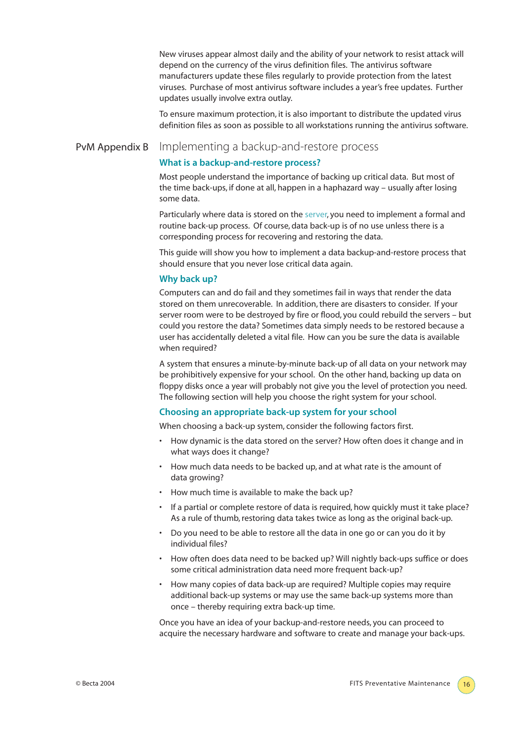New viruses appear almost daily and the ability of your network to resist attack will depend on the currency of the virus definition files. The antivirus software manufacturers update these files regularly to provide protection from the latest viruses. Purchase of most antivirus software includes a year's free updates. Further updates usually involve extra outlay.

To ensure maximum protection, it is also important to distribute the updated virus definition files as soon as possible to all workstations running the antivirus software.

# PvM Appendix B Implementing a backup-and-restore process

## What is a backup-and-restore process?

Most people understand the importance of backing up critical data. But most of the time back-ups, if done at all, happen in a haphazard way – usually after losing some data.

Particularly where data is stored on the server, you need to implement a formal and routine back-up process. Of course, data back-up is of no use unless there is a corresponding process for recovering and restoring the data.

This guide will show you how to implement a data backup-and-restore process that should ensure that you never lose critical data again.

## Why back up?

Computers can and do fail and they sometimes fail in ways that render the data stored on them unrecoverable. In addition, there are disasters to consider. If your server room were to be destroyed by fire or flood, you could rebuild the servers – but could you restore the data? Sometimes data simply needs to be restored because a user has accidentally deleted a vital file. How can you be sure the data is available when required?

A system that ensures a minute-by-minute back-up of all data on your network may be prohibitively expensive for your school. On the other hand, backing up data on floppy disks once a year will probably not give you the level of protection you need. The following section will help you choose the right system for your school.

## Choosing an appropriate back-up system for your school

When choosing a back-up system, consider the following factors first.

- How dynamic is the data stored on the server? How often does it change and in what ways does it change?
- How much data needs to be backed up, and at what rate is the amount of data growing?
- How much time is available to make the back up?
- If a partial or complete restore of data is required, how quickly must it take place? As a rule of thumb, restoring data takes twice as long as the original back-up.
- Do you need to be able to restore all the data in one go or can you do it by individual files?
- How often does data need to be backed up? Will nightly back-ups suffice or does some critical administration data need more frequent back-up?
- How many copies of data back-up are required? Multiple copies may require additional back-up systems or may use the same back-up systems more than once – thereby requiring extra back-up time.

Once you have an idea of your backup-and-restore needs, you can proceed to acquire the necessary hardware and software to create and manage your back-ups.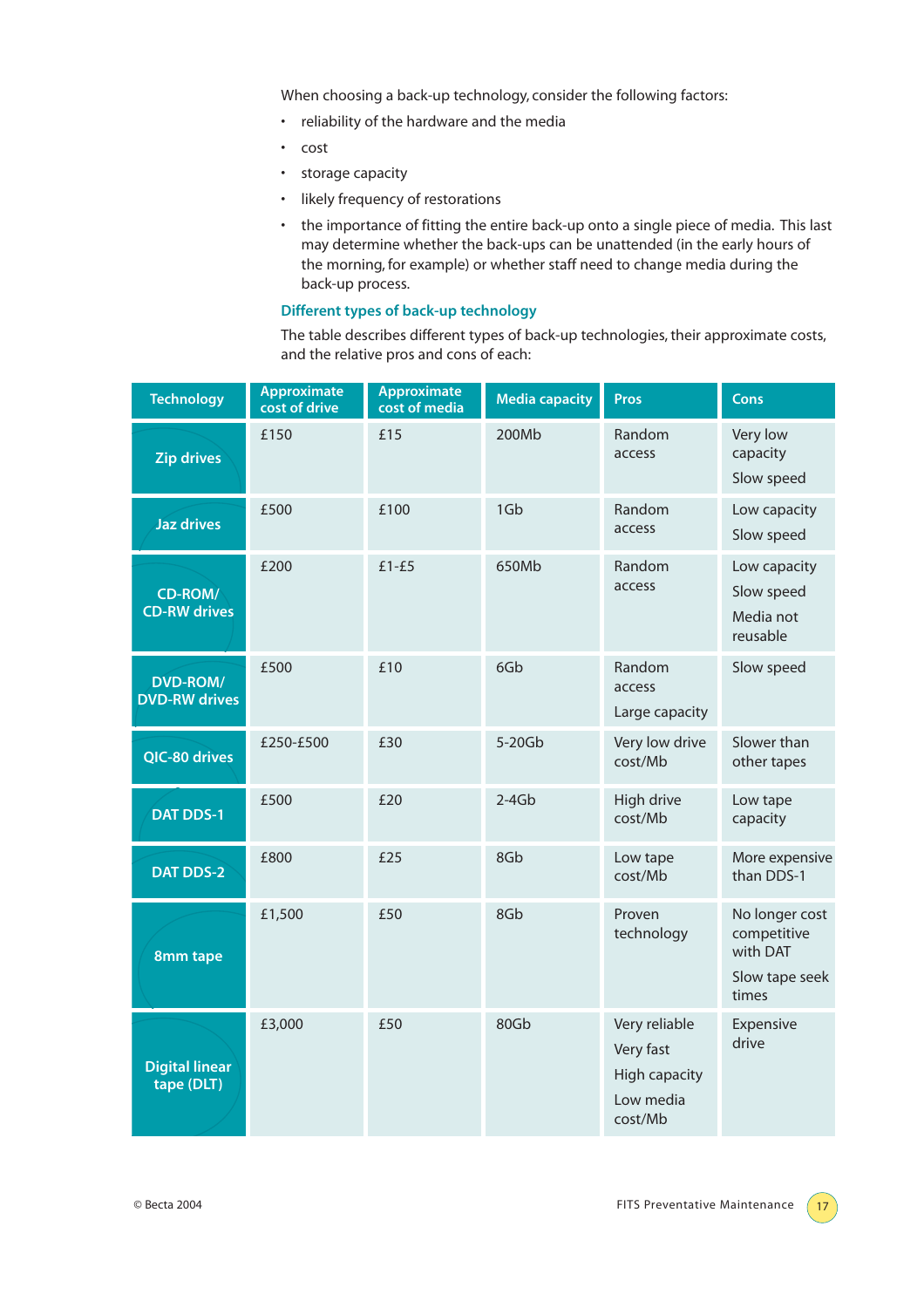When choosing a back-up technology, consider the following factors:

- reliability of the hardware and the media
- cost
- storage capacity
- likely frequency of restorations
- the importance of fitting the entire back-up onto a single piece of media. This last may determine whether the back-ups can be unattended (in the early hours of the morning, for example) or whether staff need to change media during the back-up process.

### Different types of back-up technology

The table describes different types of back-up technologies, their approximate costs, and the relative pros and cons of each:

| Technology | Approximate cost of drive | Approximate cost of media | Media capacity | Pros | Cons |
|---|---|---|---|---|---|
| Zip drives | £150 | £15 | 200Mb | Random access | Very low capacity<br>Slow speed |
| Jaz drives | £500 | £100 | 1Gb | Random access | Low capacity<br>Slow speed |
| CD-ROM/ CD-RW drives | £200 | £1-£5 | 650Mb | Random access | Low capacity<br>Slow speed<br>Media not reusable |
| DVD-ROM/ DVD-RW drives | £500 | £10 | 6Gb | Random access<br>Large capacity | Slow speed |
| QIC-80 drives | £250-£500 | £30 | 5-20Gb | Very low drive cost/Mb | Slower than other tapes |
| DAT DDS-1 | £500 | £20 | 2-4Gb | High drive cost/Mb | Low tape capacity |
| DAT DDS-2 | £800 | £25 | 8Gb | Low tape cost/Mb | More expensive than DDS-1 |
| 8mm tape | £1,500 | £50 | 8Gb | Proven technology | No longer cost competitive with DAT<br>Slow tape seek times |
| Digital linear tape (DLT) | £3,000 | £50 | 80Gb | Very reliable<br>Very fast<br>High capacity<br>Low media cost/Mb | Expensive drive |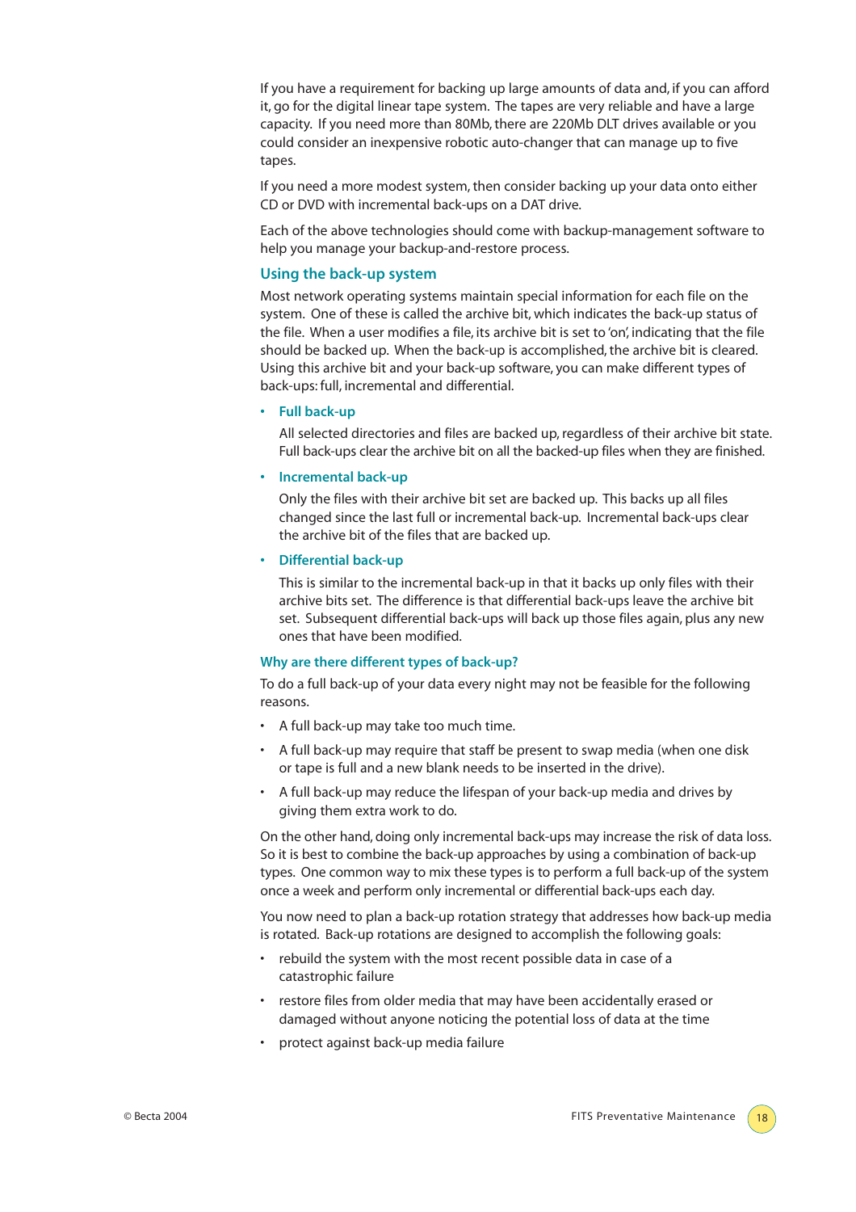If you have a requirement for backing up large amounts of data and, if you can afford it, go for the digital linear tape system. The tapes are very reliable and have a large capacity. If you need more than 80Mb, there are 220Mb DLT drives available or you could consider an inexpensive robotic auto-changer that can manage up to five tapes.

If you need a more modest system, then consider backing up your data onto either CD or DVD with incremental back-ups on a DAT drive.

Each of the above technologies should come with backup-management software to help you manage your backup-and-restore process.

### Using the back-up system

Most network operating systems maintain special information for each file on the system. One of these is called the archive bit, which indicates the back-up status of the file. When a user modifies a file, its archive bit is set to 'on', indicating that the file should be backed up. When the back-up is accomplished, the archive bit is cleared. Using this archive bit and your back-up software, you can make different types of back-ups: full, incremental and differential.

- **Full back-up**

  All selected directories and files are backed up, regardless of their archive bit state. Full back-ups clear the archive bit on all the backed-up files when they are finished.

- **Incremental back-up**

  Only the files with their archive bit set are backed up. This backs up all files changed since the last full or incremental back-up. Incremental back-ups clear the archive bit of the files that are backed up.

- **Differential back-up**

  This is similar to the incremental back-up in that it backs up only files with their archive bits set. The difference is that differential back-ups leave the archive bit set. Subsequent differential back-ups will back up those files again, plus any new ones that have been modified.

#### Why are there different types of back-up?

To do a full back-up of your data every night may not be feasible for the following reasons.

- A full back-up may take too much time.
- A full back-up may require that staff be present to swap media (when one disk or tape is full and a new blank needs to be inserted in the drive).
- A full back-up may reduce the lifespan of your back-up media and drives by giving them extra work to do.

On the other hand, doing only incremental back-ups may increase the risk of data loss. So it is best to combine the back-up approaches by using a combination of back-up types. One common way to mix these types is to perform a full back-up of the system once a week and perform only incremental or differential back-ups each day.

You now need to plan a back-up rotation strategy that addresses how back-up media is rotated. Back-up rotations are designed to accomplish the following goals:

- rebuild the system with the most recent possible data in case of a catastrophic failure
- restore files from older media that may have been accidentally erased or damaged without anyone noticing the potential loss of data at the time
- protect against back-up media failure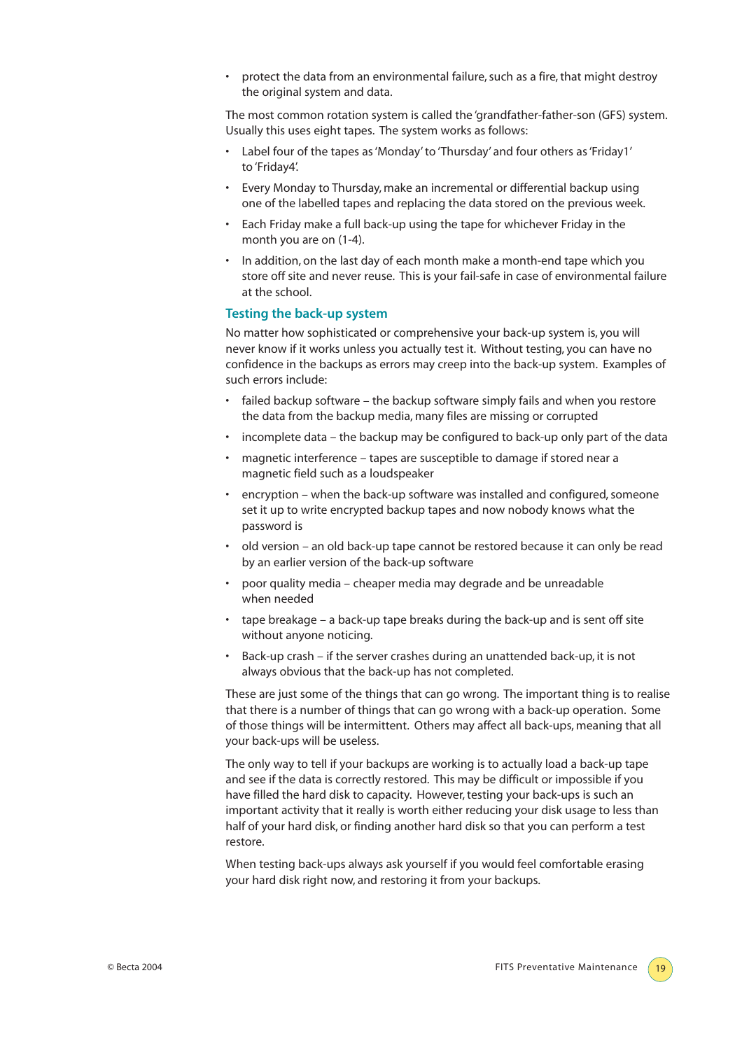- protect the data from an environmental failure, such as a fire, that might destroy the original system and data.

The most common rotation system is called the 'grandfather-father-son (GFS) system. Usually this uses eight tapes. The system works as follows:

- Label four of the tapes as 'Monday' to 'Thursday' and four others as 'Friday1' to 'Friday4'.
- Every Monday to Thursday, make an incremental or differential backup using one of the labelled tapes and replacing the data stored on the previous week.
- Each Friday make a full back-up using the tape for whichever Friday in the month you are on (1-4).
- In addition, on the last day of each month make a month-end tape which you store off site and never reuse. This is your fail-safe in case of environmental failure at the school.

### Testing the back-up system

No matter how sophisticated or comprehensive your back-up system is, you will never know if it works unless you actually test it. Without testing, you can have no confidence in the backups as errors may creep into the back-up system. Examples of such errors include:

- failed backup software – the backup software simply fails and when you restore the data from the backup media, many files are missing or corrupted
- incomplete data – the backup may be configured to back-up only part of the data
- magnetic interference – tapes are susceptible to damage if stored near a magnetic field such as a loudspeaker
- encryption – when the back-up software was installed and configured, someone set it up to write encrypted backup tapes and now nobody knows what the password is
- old version – an old back-up tape cannot be restored because it can only be read by an earlier version of the back-up software
- poor quality media – cheaper media may degrade and be unreadable when needed
- tape breakage – a back-up tape breaks during the back-up and is sent off site without anyone noticing.
- Back-up crash – if the server crashes during an unattended back-up, it is not always obvious that the back-up has not completed.

These are just some of the things that can go wrong. The important thing is to realise that there is a number of things that can go wrong with a back-up operation. Some of those things will be intermittent. Others may affect all back-ups, meaning that all your back-ups will be useless.

The only way to tell if your backups are working is to actually load a back-up tape and see if the data is correctly restored. This may be difficult or impossible if you have filled the hard disk to capacity. However, testing your back-ups is such an important activity that it really is worth either reducing your disk usage to less than half of your hard disk, or finding another hard disk so that you can perform a test restore.

When testing back-ups always ask yourself if you would feel comfortable erasing your hard disk right now, and restoring it from your backups.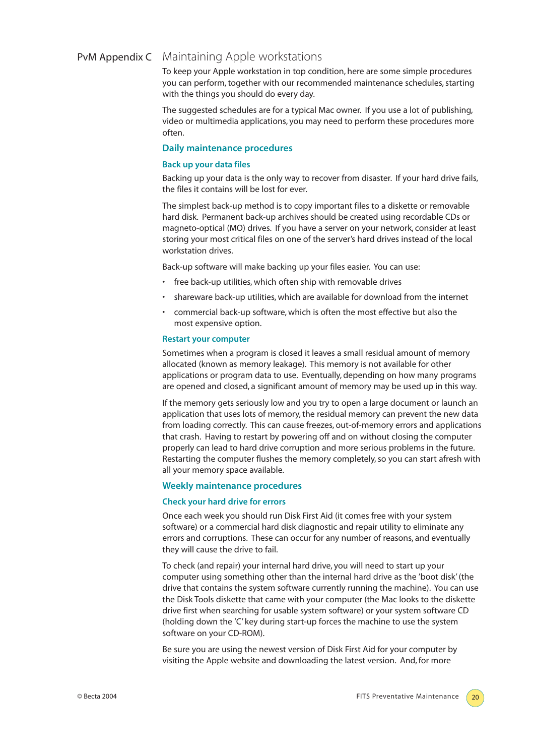# PvM Appendix C Maintaining Apple workstations

To keep your Apple workstation in top condition, here are some simple procedures you can perform, together with our recommended maintenance schedules, starting with the things you should do every day.

The suggested schedules are for a typical Mac owner. If you use a lot of publishing, video or multimedia applications, you may need to perform these procedures more often.

## Daily maintenance procedures

### Back up your data files

Backing up your data is the only way to recover from disaster. If your hard drive fails, the files it contains will be lost for ever.

The simplest back-up method is to copy important files to a diskette or removable hard disk. Permanent back-up archives should be created using recordable CDs or magneto-optical (MO) drives. If you have a server on your network, consider at least storing your most critical files on one of the server's hard drives instead of the local workstation drives.

Back-up software will make backing up your files easier. You can use:

- free back-up utilities, which often ship with removable drives
- shareware back-up utilities, which are available for download from the internet
- commercial back-up software, which is often the most effective but also the most expensive option.

### Restart your computer

Sometimes when a program is closed it leaves a small residual amount of memory allocated (known as memory leakage). This memory is not available for other applications or program data to use. Eventually, depending on how many programs are opened and closed, a significant amount of memory may be used up in this way.

If the memory gets seriously low and you try to open a large document or launch an application that uses lots of memory, the residual memory can prevent the new data from loading correctly. This can cause freezes, out-of-memory errors and applications that crash. Having to restart by powering off and on without closing the computer properly can lead to hard drive corruption and more serious problems in the future. Restarting the computer flushes the memory completely, so you can start afresh with all your memory space available.

## Weekly maintenance procedures

### Check your hard drive for errors

Once each week you should run Disk First Aid (it comes free with your system software) or a commercial hard disk diagnostic and repair utility to eliminate any errors and corruptions. These can occur for any number of reasons, and eventually they will cause the drive to fail.

To check (and repair) your internal hard drive, you will need to start up your computer using something other than the internal hard drive as the 'boot disk' (the drive that contains the system software currently running the machine). You can use the Disk Tools diskette that came with your computer (the Mac looks to the diskette drive first when searching for usable system software) or your system software CD (holding down the 'C' key during start-up forces the machine to use the system software on your CD-ROM).

Be sure you are using the newest version of Disk First Aid for your computer by visiting the Apple website and downloading the latest version. And, for more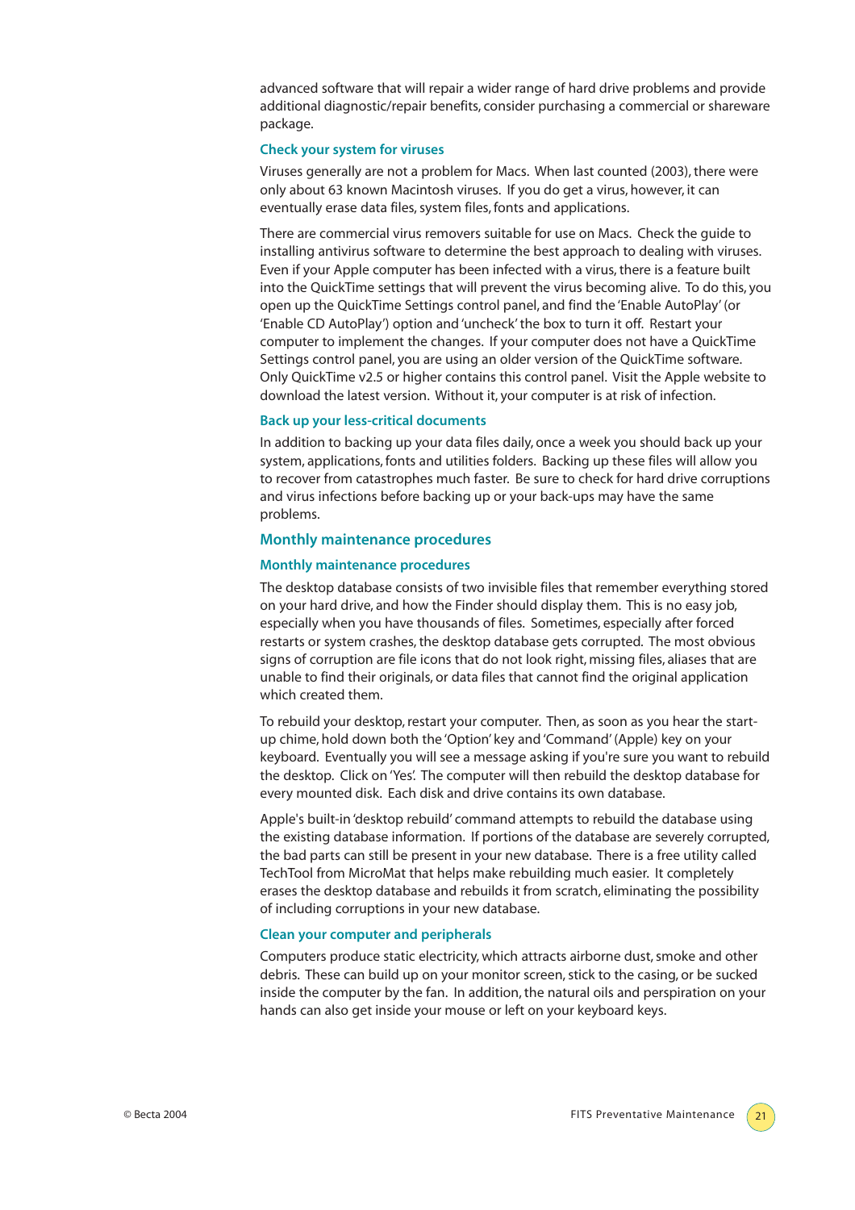advanced software that will repair a wider range of hard drive problems and provide additional diagnostic/repair benefits, consider purchasing a commercial or shareware package.

### Check your system for viruses

Viruses generally are not a problem for Macs. When last counted (2003), there were only about 63 known Macintosh viruses. If you do get a virus, however, it can eventually erase data files, system files, fonts and applications.

There are commercial virus removers suitable for use on Macs. Check the guide to installing antivirus software to determine the best approach to dealing with viruses. Even if your Apple computer has been infected with a virus, there is a feature built into the QuickTime settings that will prevent the virus becoming alive. To do this, you open up the QuickTime Settings control panel, and find the 'Enable AutoPlay' (or 'Enable CD AutoPlay') option and 'uncheck' the box to turn it off. Restart your computer to implement the changes. If your computer does not have a QuickTime Settings control panel, you are using an older version of the QuickTime software. Only QuickTime v2.5 or higher contains this control panel. Visit the Apple website to download the latest version. Without it, your computer is at risk of infection.

### Back up your less-critical documents

In addition to backing up your data files daily, once a week you should back up your system, applications, fonts and utilities folders. Backing up these files will allow you to recover from catastrophes much faster. Be sure to check for hard drive corruptions and virus infections before backing up or your back-ups may have the same problems.

## Monthly maintenance procedures

### Monthly maintenance procedures

The desktop database consists of two invisible files that remember everything stored on your hard drive, and how the Finder should display them. This is no easy job, especially when you have thousands of files. Sometimes, especially after forced restarts or system crashes, the desktop database gets corrupted. The most obvious signs of corruption are file icons that do not look right, missing files, aliases that are unable to find their originals, or data files that cannot find the original application which created them.

To rebuild your desktop, restart your computer. Then, as soon as you hear the start-up chime, hold down both the 'Option' key and 'Command' (Apple) key on your keyboard. Eventually you will see a message asking if you're sure you want to rebuild the desktop. Click on 'Yes'. The computer will then rebuild the desktop database for every mounted disk. Each disk and drive contains its own database.

Apple's built-in 'desktop rebuild' command attempts to rebuild the database using the existing database information. If portions of the database are severely corrupted, the bad parts can still be present in your new database. There is a free utility called TechTool from MicroMat that helps make rebuilding much easier. It completely erases the desktop database and rebuilds it from scratch, eliminating the possibility of including corruptions in your new database.

### Clean your computer and peripherals

Computers produce static electricity, which attracts airborne dust, smoke and other debris. These can build up on your monitor screen, stick to the casing, or be sucked inside the computer by the fan. In addition, the natural oils and perspiration on your hands can also get inside your mouse or left on your keyboard keys.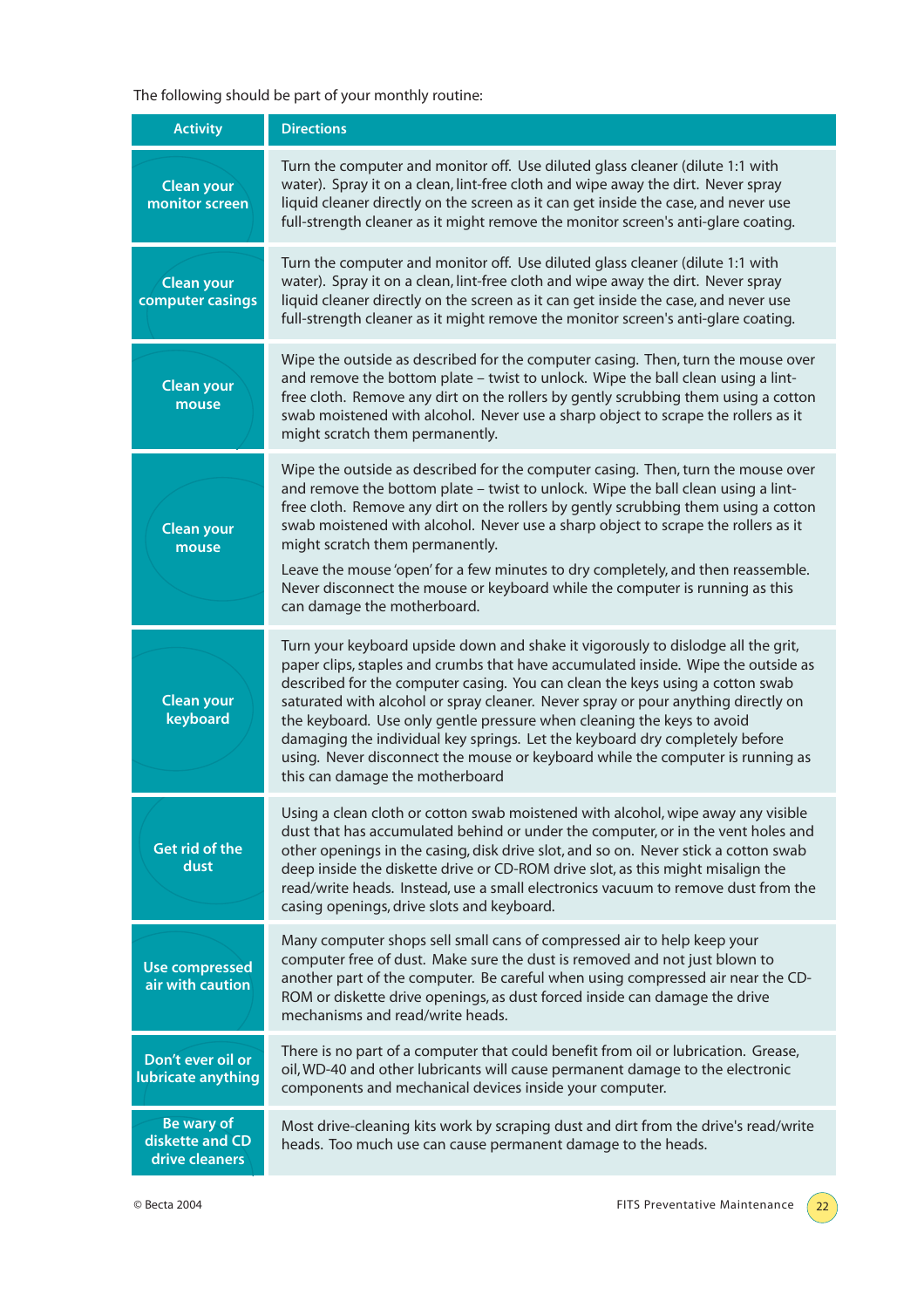The following should be part of your monthly routine:

| Activity | Directions |
| --- | --- |
| Clean your monitor screen | Turn the computer and monitor off. Use diluted glass cleaner (dilute 1:1 with water). Spray it on a clean, lint-free cloth and wipe away the dirt. Never spray liquid cleaner directly on the screen as it can get inside the case, and never use full-strength cleaner as it might remove the monitor screen's anti-glare coating. |
| Clean your computer casings | Turn the computer and monitor off. Use diluted glass cleaner (dilute 1:1 with water). Spray it on a clean, lint-free cloth and wipe away the dirt. Never spray liquid cleaner directly on the screen as it can get inside the case, and never use full-strength cleaner as it might remove the monitor screen's anti-glare coating. |
| Clean your mouse | Wipe the outside as described for the computer casing. Then, turn the mouse over and remove the bottom plate – twist to unlock. Wipe the ball clean using a lint-free cloth. Remove any dirt on the rollers by gently scrubbing them using a cotton swab moistened with alcohol. Never use a sharp object to scrape the rollers as it might scratch them permanently. |
| Clean your mouse | Wipe the outside as described for the computer casing. Then, turn the mouse over and remove the bottom plate – twist to unlock. Wipe the ball clean using a lint-free cloth. Remove any dirt on the rollers by gently scrubbing them using a cotton swab moistened with alcohol. Never use a sharp object to scrape the rollers as it might scratch them permanently.<br><br>Leave the mouse 'open' for a few minutes to dry completely, and then reassemble. Never disconnect the mouse or keyboard while the computer is running as this can damage the motherboard. |
| Clean your keyboard | Turn your keyboard upside down and shake it vigorously to dislodge all the grit, paper clips, staples and crumbs that have accumulated inside. Wipe the outside as described for the computer casing. You can clean the keys using a cotton swab saturated with alcohol or spray cleaner. Never spray or pour anything directly on the keyboard. Use only gentle pressure when cleaning the keys to avoid damaging the individual key springs. Let the keyboard dry completely before using. Never disconnect the mouse or keyboard while the computer is running as this can damage the motherboard |
| Get rid of the dust | Using a clean cloth or cotton swab moistened with alcohol, wipe away any visible dust that has accumulated behind or under the computer, or in the vent holes and other openings in the casing, disk drive slot, and so on. Never stick a cotton swab deep inside the diskette drive or CD-ROM drive slot, as this might misalign the read/write heads. Instead, use a small electronics vacuum to remove dust from the casing openings, drive slots and keyboard. |
| Use compressed air with caution | Many computer shops sell small cans of compressed air to help keep your computer free of dust. Make sure the dust is removed and not just blown to another part of the computer. Be careful when using compressed air near the CD-ROM or diskette drive openings, as dust forced inside can damage the drive mechanisms and read/write heads. |
| Don't ever oil or lubricate anything | There is no part of a computer that could benefit from oil or lubrication. Grease, oil, WD-40 and other lubricants will cause permanent damage to the electronic components and mechanical devices inside your computer. |
| Be wary of diskette and CD drive cleaners | Most drive-cleaning kits work by scraping dust and dirt from the drive's read/write heads. Too much use can cause permanent damage to the heads. |

© Becta 2004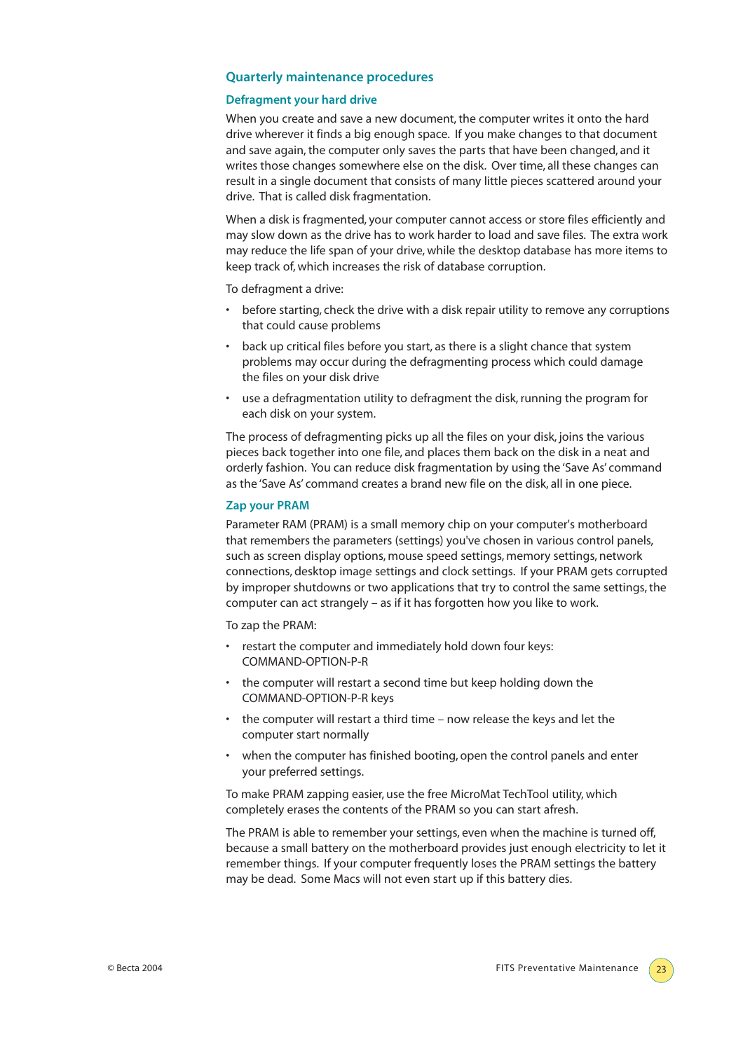## Quarterly maintenance procedures

### Defragment your hard drive

When you create and save a new document, the computer writes it onto the hard drive wherever it finds a big enough space. If you make changes to that document and save again, the computer only saves the parts that have been changed, and it writes those changes somewhere else on the disk. Over time, all these changes can result in a single document that consists of many little pieces scattered around your drive. That is called disk fragmentation.

When a disk is fragmented, your computer cannot access or store files efficiently and may slow down as the drive has to work harder to load and save files. The extra work may reduce the life span of your drive, while the desktop database has more items to keep track of, which increases the risk of database corruption.

To defragment a drive:

- before starting, check the drive with a disk repair utility to remove any corruptions that could cause problems
- back up critical files before you start, as there is a slight chance that system problems may occur during the defragmenting process which could damage the files on your disk drive
- use a defragmentation utility to defragment the disk, running the program for each disk on your system.

The process of defragmenting picks up all the files on your disk, joins the various pieces back together into one file, and places them back on the disk in a neat and orderly fashion. You can reduce disk fragmentation by using the 'Save As' command as the 'Save As' command creates a brand new file on the disk, all in one piece.

### Zap your PRAM

Parameter RAM (PRAM) is a small memory chip on your computer's motherboard that remembers the parameters (settings) you've chosen in various control panels, such as screen display options, mouse speed settings, memory settings, network connections, desktop image settings and clock settings. If your PRAM gets corrupted by improper shutdowns or two applications that try to control the same settings, the computer can act strangely – as if it has forgotten how you like to work.

To zap the PRAM:

- restart the computer and immediately hold down four keys: COMMAND-OPTION-P-R
- the computer will restart a second time but keep holding down the COMMAND-OPTION-P-R keys
- the computer will restart a third time – now release the keys and let the computer start normally
- when the computer has finished booting, open the control panels and enter your preferred settings.

To make PRAM zapping easier, use the free MicroMat TechTool utility, which completely erases the contents of the PRAM so you can start afresh.

The PRAM is able to remember your settings, even when the machine is turned off, because a small battery on the motherboard provides just enough electricity to let it remember things. If your computer frequently loses the PRAM settings the battery may be dead. Some Macs will not even start up if this battery dies.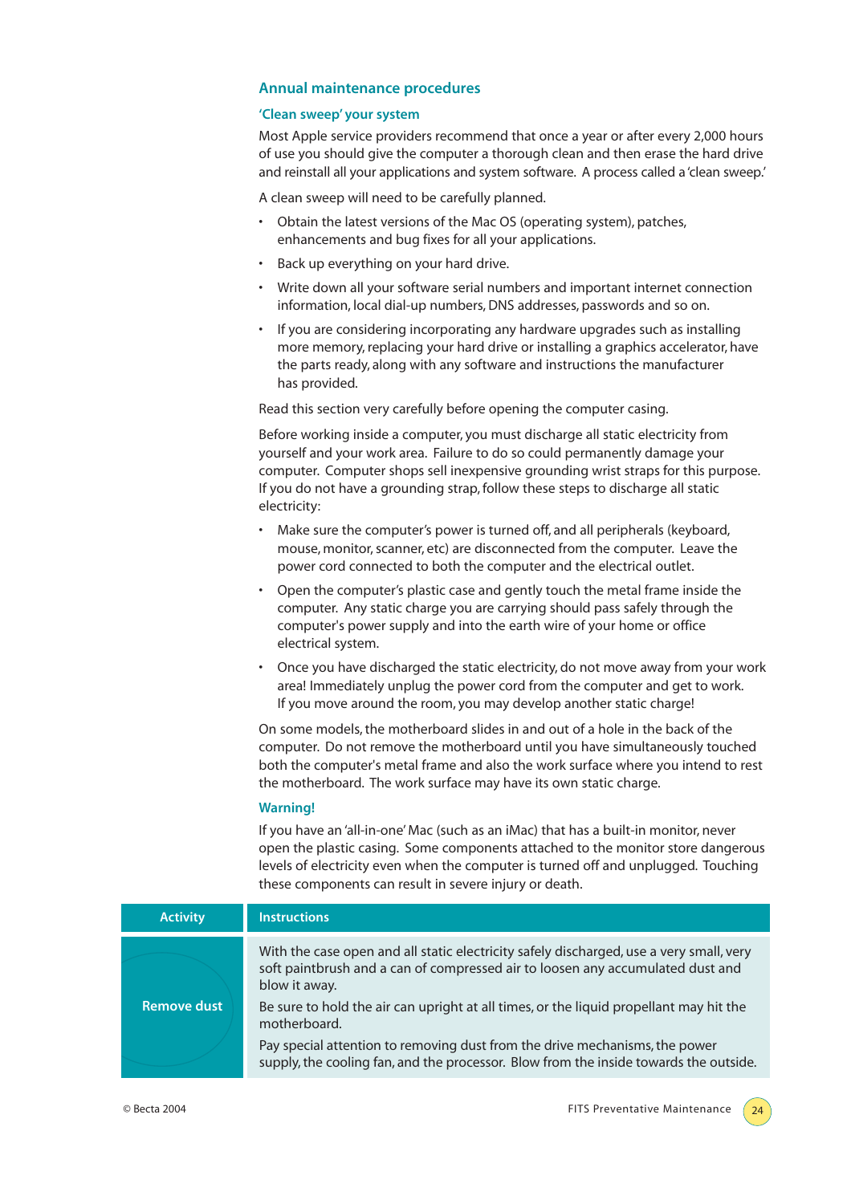## Annual maintenance procedures

### 'Clean sweep' your system

Most Apple service providers recommend that once a year or after every 2,000 hours of use you should give the computer a thorough clean and then erase the hard drive and reinstall all your applications and system software. A process called a 'clean sweep.'

A clean sweep will need to be carefully planned.

- Obtain the latest versions of the Mac OS (operating system), patches, enhancements and bug fixes for all your applications.
- Back up everything on your hard drive.
- Write down all your software serial numbers and important internet connection information, local dial-up numbers, DNS addresses, passwords and so on.
- If you are considering incorporating any hardware upgrades such as installing more memory, replacing your hard drive or installing a graphics accelerator, have the parts ready, along with any software and instructions the manufacturer has provided.

Read this section very carefully before opening the computer casing.

Before working inside a computer, you must discharge all static electricity from yourself and your work area. Failure to do so could permanently damage your computer. Computer shops sell inexpensive grounding wrist straps for this purpose. If you do not have a grounding strap, follow these steps to discharge all static electricity:

- Make sure the computer's power is turned off, and all peripherals (keyboard, mouse, monitor, scanner, etc) are disconnected from the computer. Leave the power cord connected to both the computer and the electrical outlet.
- Open the computer's plastic case and gently touch the metal frame inside the computer. Any static charge you are carrying should pass safely through the computer's power supply and into the earth wire of your home or office electrical system.
- Once you have discharged the static electricity, do not move away from your work area! Immediately unplug the power cord from the computer and get to work. If you move around the room, you may develop another static charge!

On some models, the motherboard slides in and out of a hole in the back of the computer. Do not remove the motherboard until you have simultaneously touched both the computer's metal frame and also the work surface where you intend to rest the motherboard. The work surface may have its own static charge.

### Warning!

If you have an 'all-in-one' Mac (such as an iMac) that has a built-in monitor, never open the plastic casing. Some components attached to the monitor store dangerous levels of electricity even when the computer is turned off and unplugged. Touching these components can result in severe injury or death.

| Activity | Instructions |
|---|---|
| Remove dust | With the case open and all static electricity safely discharged, use a very small, very soft paintbrush and a can of compressed air to loosen any accumulated dust and blow it away.<br><br>Be sure to hold the air can upright at all times, or the liquid propellant may hit the motherboard.<br><br>Pay special attention to removing dust from the drive mechanisms, the power supply, the cooling fan, and the processor. Blow from the inside towards the outside. |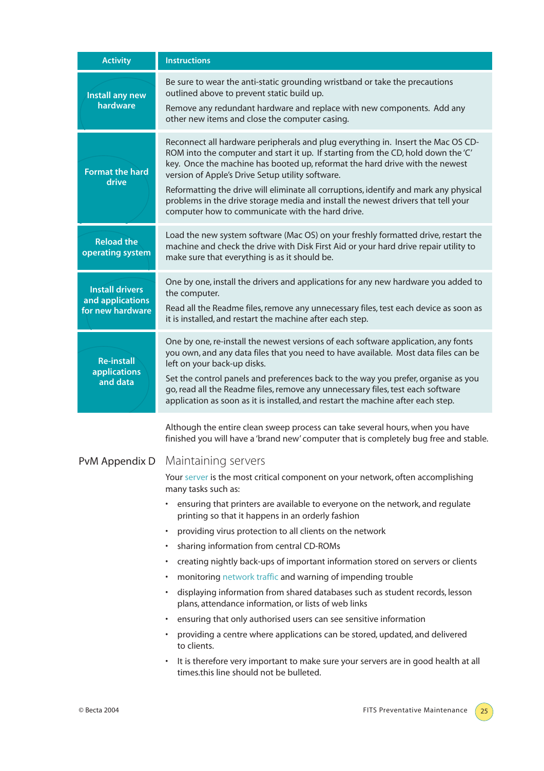| Activity | Instructions |
|---|---|
| Install any new hardware | Be sure to wear the anti-static grounding wristband or take the precautions outlined above to prevent static build up.<br>Remove any redundant hardware and replace with new components. Add any other new items and close the computer casing. |
| Format the hard drive | Reconnect all hardware peripherals and plug everything in. Insert the Mac OS CD-ROM into the computer and start it up. If starting from the CD, hold down the 'C' key. Once the machine has booted up, reformat the hard drive with the newest version of Apple's Drive Setup utility software.<br>Reformatting the drive will eliminate all corruptions, identify and mark any physical problems in the drive storage media and install the newest drivers that tell your computer how to communicate with the hard drive. |
| Reload the operating system | Load the new system software (Mac OS) on your freshly formatted drive, restart the machine and check the drive with Disk First Aid or your hard drive repair utility to make sure that everything is as it should be. |
| Install drivers and applications for new hardware | One by one, install the drivers and applications for any new hardware you added to the computer.<br>Read all the Readme files, remove any unnecessary files, test each device as soon as it is installed, and restart the machine after each step. |
| Re-install applications and data | One by one, re-install the newest versions of each software application, any fonts you own, and any data files that you need to have available. Most data files can be left on your back-up disks.<br>Set the control panels and preferences back to the way you prefer, organise as you go, read all the Readme files, remove any unnecessary files, test each software application as soon as it is installed, and restart the machine after each step. |

Although the entire clean sweep process can take several hours, when you have finished you will have a 'brand new' computer that is completely bug free and stable.

## PvM Appendix D Maintaining servers

Your server is the most critical component on your network, often accomplishing many tasks such as:

- ensuring that printers are available to everyone on the network, and regulate printing so that it happens in an orderly fashion
- providing virus protection to all clients on the network
- sharing information from central CD-ROMs
- creating nightly back-ups of important information stored on servers or clients
- monitoring network traffic and warning of impending trouble
- displaying information from shared databases such as student records, lesson plans, attendance information, or lists of web links
- ensuring that only authorised users can see sensitive information
- providing a centre where applications can be stored, updated, and delivered to clients.
- It is therefore very important to make sure your servers are in good health at all times.this line should not be bulleted.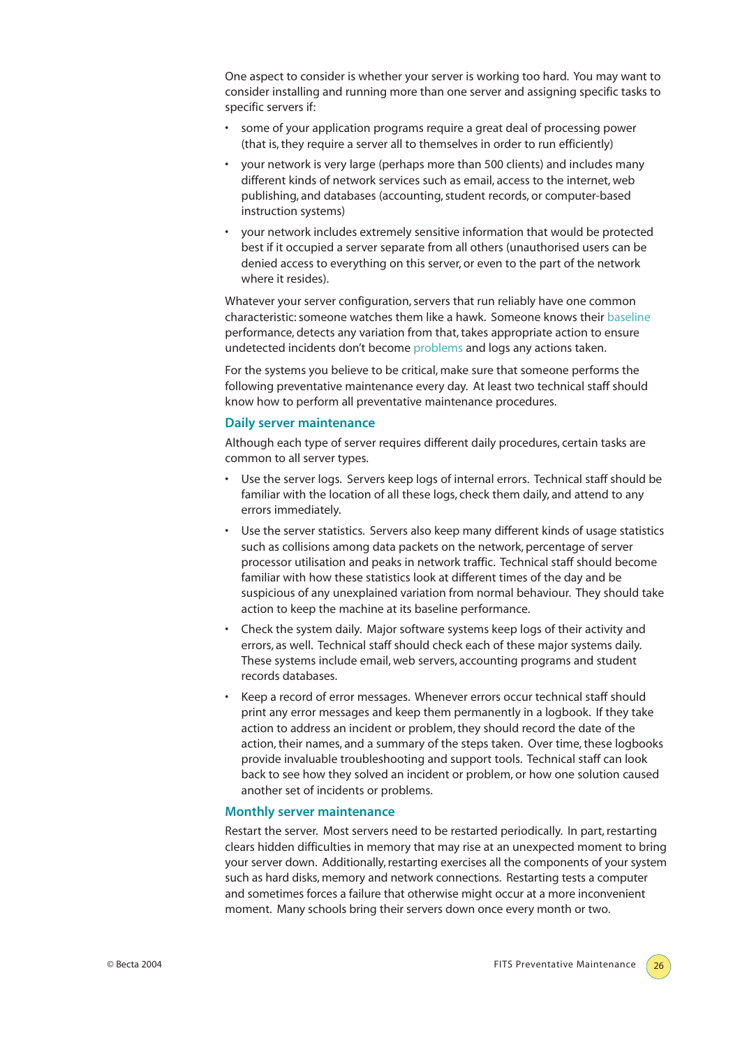One aspect to consider is whether your server is working too hard. You may want to consider installing and running more than one server and assigning specific tasks to specific servers if:

- some of your application programs require a great deal of processing power (that is, they require a server all to themselves in order to run efficiently)
- your network is very large (perhaps more than 500 clients) and includes many different kinds of network services such as email, access to the internet, web publishing, and databases (accounting, student records, or computer-based instruction systems)
- your network includes extremely sensitive information that would be protected best if it occupied a server separate from all others (unauthorised users can be denied access to everything on this server, or even to the part of the network where it resides).

Whatever your server configuration, servers that run reliably have one common characteristic: someone watches them like a hawk. Someone knows their baseline performance, detects any variation from that, takes appropriate action to ensure undetected incidents don't become problems and logs any actions taken.

For the systems you believe to be critical, make sure that someone performs the following preventative maintenance every day. At least two technical staff should know how to perform all preventative maintenance procedures.

## Daily server maintenance

Although each type of server requires different daily procedures, certain tasks are common to all server types.

- Use the server logs. Servers keep logs of internal errors. Technical staff should be familiar with the location of all these logs, check them daily, and attend to any errors immediately.
- Use the server statistics. Servers also keep many different kinds of usage statistics such as collisions among data packets on the network, percentage of server processor utilisation and peaks in network traffic. Technical staff should become familiar with how these statistics look at different times of the day and be suspicious of any unexplained variation from normal behaviour. They should take action to keep the machine at its baseline performance.
- Check the system daily. Major software systems keep logs of their activity and errors, as well. Technical staff should check each of these major systems daily. These systems include email, web servers, accounting programs and student records databases.
- Keep a record of error messages. Whenever errors occur technical staff should print any error messages and keep them permanently in a logbook. If they take action to address an incident or problem, they should record the date of the action, their names, and a summary of the steps taken. Over time, these logbooks provide invaluable troubleshooting and support tools. Technical staff can look back to see how they solved an incident or problem, or how one solution caused another set of incidents or problems.

## Monthly server maintenance

Restart the server. Most servers need to be restarted periodically. In part, restarting clears hidden difficulties in memory that may rise at an unexpected moment to bring your server down. Additionally, restarting exercises all the components of your system such as hard disks, memory and network connections. Restarting tests a computer and sometimes forces a failure that otherwise might occur at a more inconvenient moment. Many schools bring their servers down once every month or two.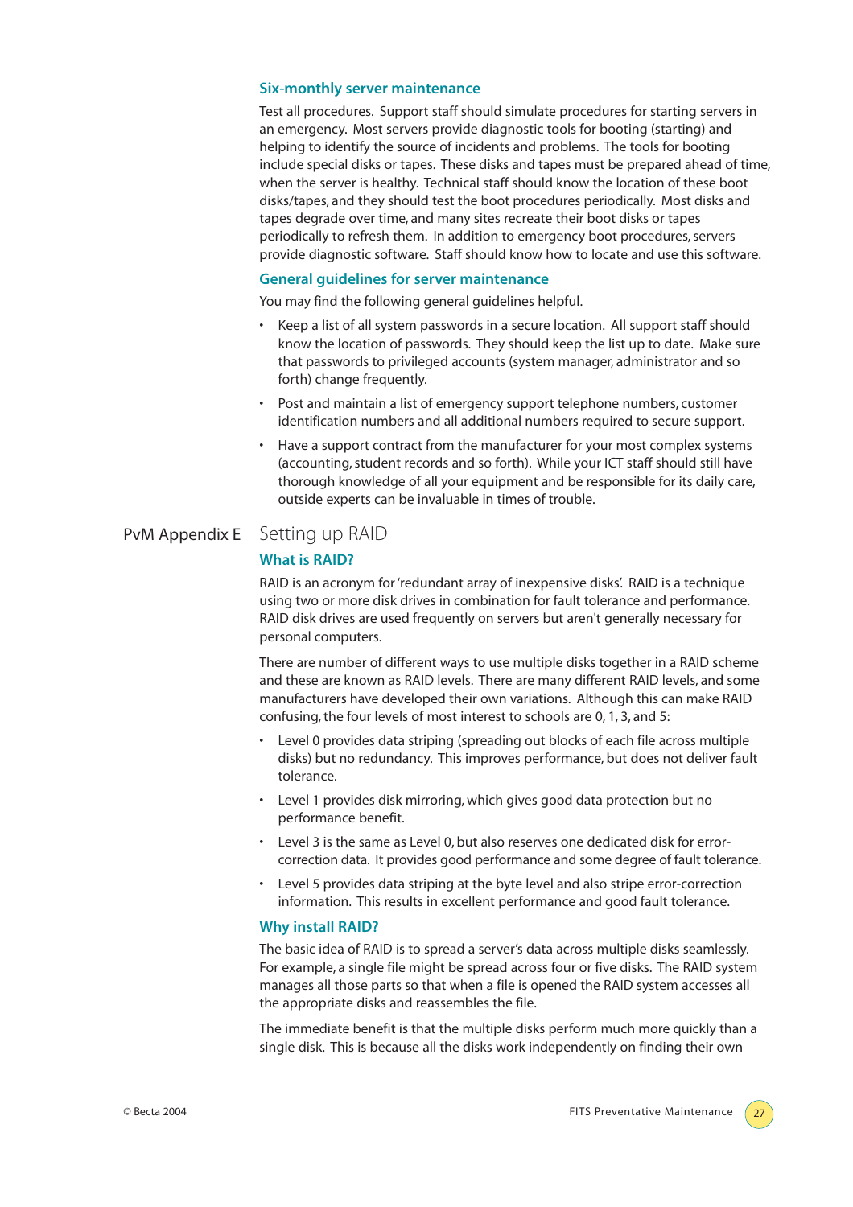### Six-monthly server maintenance

Test all procedures. Support staff should simulate procedures for starting servers in an emergency. Most servers provide diagnostic tools for booting (starting) and helping to identify the source of incidents and problems. The tools for booting include special disks or tapes. These disks and tapes must be prepared ahead of time, when the server is healthy. Technical staff should know the location of these boot disks/tapes, and they should test the boot procedures periodically. Most disks and tapes degrade over time, and many sites recreate their boot disks or tapes periodically to refresh them. In addition to emergency boot procedures, servers provide diagnostic software. Staff should know how to locate and use this software.

### General guidelines for server maintenance

You may find the following general guidelines helpful.

- Keep a list of all system passwords in a secure location. All support staff should know the location of passwords. They should keep the list up to date. Make sure that passwords to privileged accounts (system manager, administrator and so forth) change frequently.
- Post and maintain a list of emergency support telephone numbers, customer identification numbers and all additional numbers required to secure support.
- Have a support contract from the manufacturer for your most complex systems (accounting, student records and so forth). While your ICT staff should still have thorough knowledge of all your equipment and be responsible for its daily care, outside experts can be invaluable in times of trouble.

## PvM Appendix E Setting up RAID

### What is RAID?

RAID is an acronym for 'redundant array of inexpensive disks'. RAID is a technique using two or more disk drives in combination for fault tolerance and performance. RAID disk drives are used frequently on servers but aren't generally necessary for personal computers.

There are number of different ways to use multiple disks together in a RAID scheme and these are known as RAID levels. There are many different RAID levels, and some manufacturers have developed their own variations. Although this can make RAID confusing, the four levels of most interest to schools are 0, 1, 3, and 5:

- Level 0 provides data striping (spreading out blocks of each file across multiple disks) but no redundancy. This improves performance, but does not deliver fault tolerance.
- Level 1 provides disk mirroring, which gives good data protection but no performance benefit.
- Level 3 is the same as Level 0, but also reserves one dedicated disk for error-correction data. It provides good performance and some degree of fault tolerance.
- Level 5 provides data striping at the byte level and also stripe error-correction information. This results in excellent performance and good fault tolerance.

### Why install RAID?

The basic idea of RAID is to spread a server's data across multiple disks seamlessly. For example, a single file might be spread across four or five disks. The RAID system manages all those parts so that when a file is opened the RAID system accesses all the appropriate disks and reassembles the file.

The immediate benefit is that the multiple disks perform much more quickly than a single disk. This is because all the disks work independently on finding their own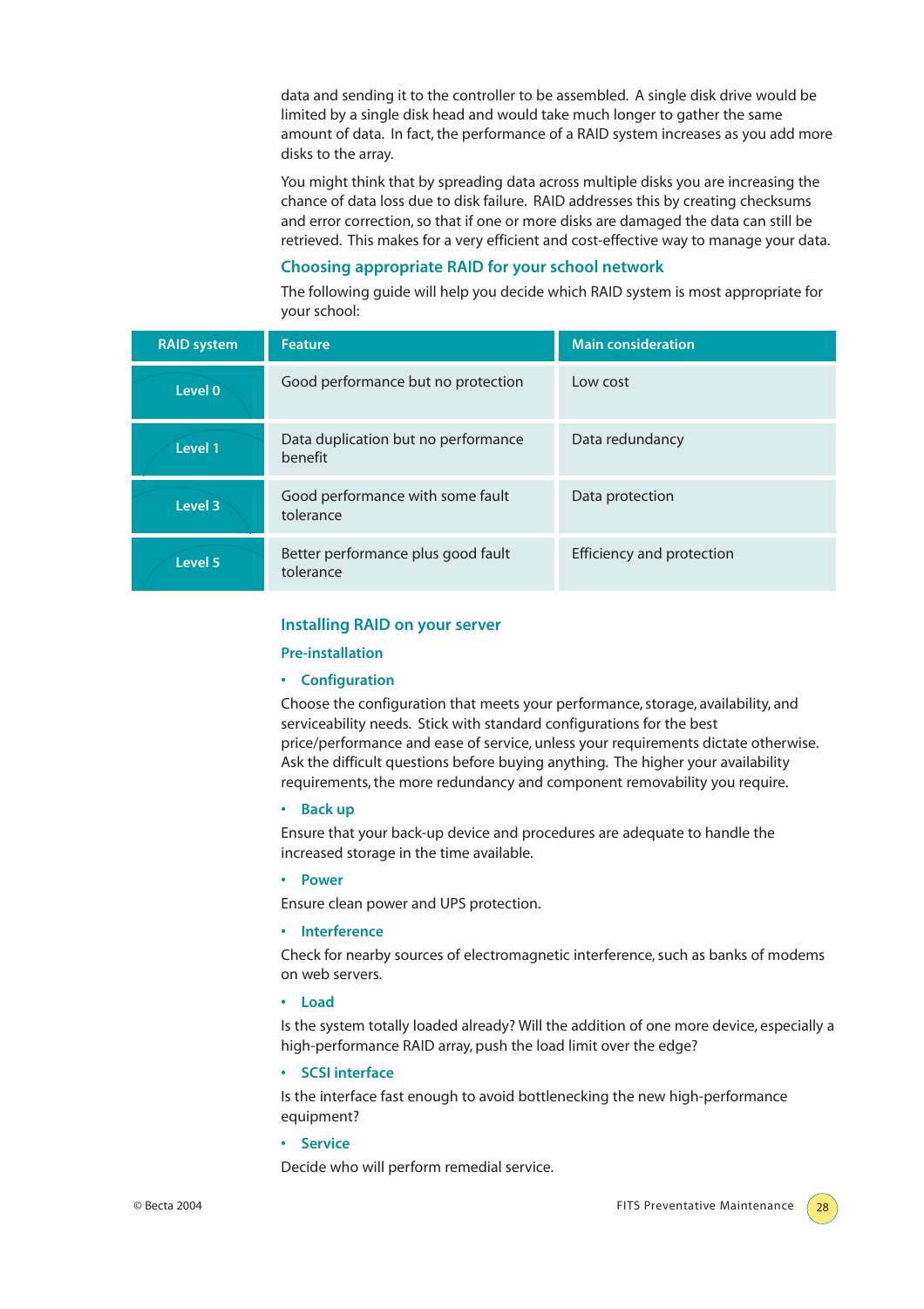data and sending it to the controller to be assembled. A single disk drive would be limited by a single disk head and would take much longer to gather the same amount of data. In fact, the performance of a RAID system increases as you add more disks to the array.

You might think that by spreading data across multiple disks you are increasing the chance of data loss due to disk failure. RAID addresses this by creating checksums and error correction, so that if one or more disks are damaged the data can still be retrieved. This makes for a very efficient and cost-effective way to manage your data.

### Choosing appropriate RAID for your school network

The following guide will help you decide which RAID system is most appropriate for your school:

| RAID system | Feature | Main consideration |
|---|---|---|
| Level 0 | Good performance but no protection | Low cost |
| Level 1 | Data duplication but no performance benefit | Data redundancy |
| Level 3 | Good performance with some fault tolerance | Data protection |
| Level 5 | Better performance plus good fault tolerance | Efficiency and protection |

### Installing RAID on your server

#### Pre-installation

- **Configuration**

Choose the configuration that meets your performance, storage, availability, and serviceability needs. Stick with standard configurations for the best price/performance and ease of service, unless your requirements dictate otherwise. Ask the difficult questions before buying anything. The higher your availability requirements, the more redundancy and component removability you require.

- **Back up**

Ensure that your back-up device and procedures are adequate to handle the increased storage in the time available.

- **Power**

Ensure clean power and UPS protection.

- **Interference**

Check for nearby sources of electromagnetic interference, such as banks of modems on web servers.

- **Load**

Is the system totally loaded already? Will the addition of one more device, especially a high-performance RAID array, push the load limit over the edge?

- **SCSI interface**

Is the interface fast enough to avoid bottlenecking the new high-performance equipment?

- **Service**

Decide who will perform remedial service.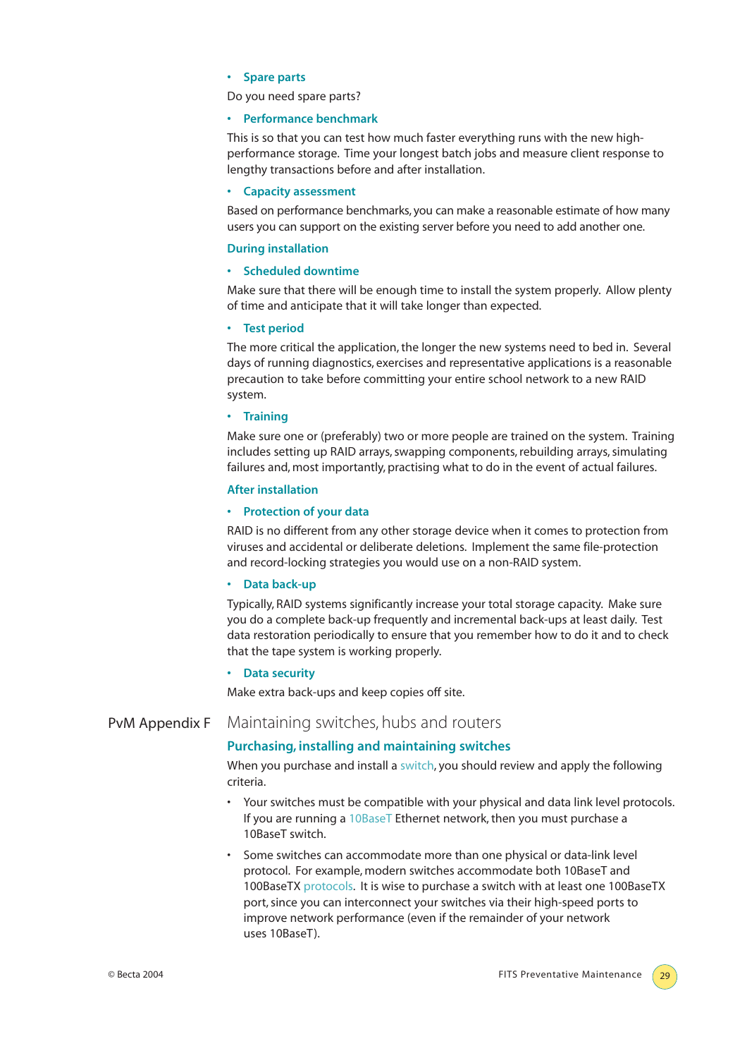- **Spare parts**

Do you need spare parts?

- **Performance benchmark**

This is so that you can test how much faster everything runs with the new high-performance storage. Time your longest batch jobs and measure client response to lengthy transactions before and after installation.

- **Capacity assessment**

Based on performance benchmarks, you can make a reasonable estimate of how many users you can support on the existing server before you need to add another one.

### During installation

- **Scheduled downtime**

Make sure that there will be enough time to install the system properly. Allow plenty of time and anticipate that it will take longer than expected.

- **Test period**

The more critical the application, the longer the new systems need to bed in. Several days of running diagnostics, exercises and representative applications is a reasonable precaution to take before committing your entire school network to a new RAID system.

- **Training**

Make sure one or (preferably) two or more people are trained on the system. Training includes setting up RAID arrays, swapping components, rebuilding arrays, simulating failures and, most importantly, practising what to do in the event of actual failures.

### After installation

- **Protection of your data**

RAID is no different from any other storage device when it comes to protection from viruses and accidental or deliberate deletions. Implement the same file-protection and record-locking strategies you would use on a non-RAID system.

- **Data back-up**

Typically, RAID systems significantly increase your total storage capacity. Make sure you do a complete back-up frequently and incremental back-ups at least daily. Test data restoration periodically to ensure that you remember how to do it and to check that the tape system is working properly.

- **Data security**

Make extra back-ups and keep copies off site.

## PvM Appendix F Maintaining switches, hubs and routers

### Purchasing, installing and maintaining switches

When you purchase and install a switch, you should review and apply the following criteria.

- Your switches must be compatible with your physical and data link level protocols. If you are running a 10BaseT Ethernet network, then you must purchase a 10BaseT switch.
- Some switches can accommodate more than one physical or data-link level protocol. For example, modern switches accommodate both 10BaseT and 100BaseTX protocols. It is wise to purchase a switch with at least one 100BaseTX port, since you can interconnect your switches via their high-speed ports to improve network performance (even if the remainder of your network uses 10BaseT).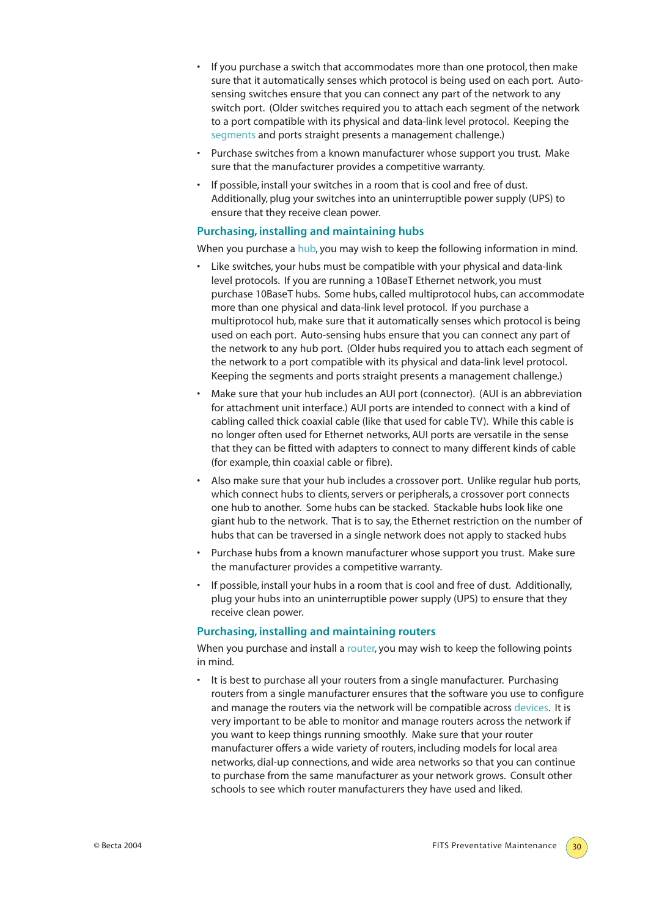- If you purchase a switch that accommodates more than one protocol, then make sure that it automatically senses which protocol is being used on each port. Auto-sensing switches ensure that you can connect any part of the network to any switch port. (Older switches required you to attach each segment of the network to a port compatible with its physical and data-link level protocol. Keeping the segments and ports straight presents a management challenge.)
- Purchase switches from a known manufacturer whose support you trust. Make sure that the manufacturer provides a competitive warranty.
- If possible, install your switches in a room that is cool and free of dust. Additionally, plug your switches into an uninterruptible power supply (UPS) to ensure that they receive clean power.

### Purchasing, installing and maintaining hubs

When you purchase a hub, you may wish to keep the following information in mind.

- Like switches, your hubs must be compatible with your physical and data-link level protocols. If you are running a 10BaseT Ethernet network, you must purchase 10BaseT hubs. Some hubs, called multiprotocol hubs, can accommodate more than one physical and data-link level protocol. If you purchase a multiprotocol hub, make sure that it automatically senses which protocol is being used on each port. Auto-sensing hubs ensure that you can connect any part of the network to any hub port. (Older hubs required you to attach each segment of the network to a port compatible with its physical and data-link level protocol. Keeping the segments and ports straight presents a management challenge.)
- Make sure that your hub includes an AUI port (connector). (AUI is an abbreviation for attachment unit interface.) AUI ports are intended to connect with a kind of cabling called thick coaxial cable (like that used for cable TV). While this cable is no longer often used for Ethernet networks, AUI ports are versatile in the sense that they can be fitted with adapters to connect to many different kinds of cable (for example, thin coaxial cable or fibre).
- Also make sure that your hub includes a crossover port. Unlike regular hub ports, which connect hubs to clients, servers or peripherals, a crossover port connects one hub to another. Some hubs can be stacked. Stackable hubs look like one giant hub to the network. That is to say, the Ethernet restriction on the number of hubs that can be traversed in a single network does not apply to stacked hubs
- Purchase hubs from a known manufacturer whose support you trust. Make sure the manufacturer provides a competitive warranty.
- If possible, install your hubs in a room that is cool and free of dust. Additionally, plug your hubs into an uninterruptible power supply (UPS) to ensure that they receive clean power.

### Purchasing, installing and maintaining routers

When you purchase and install a router, you may wish to keep the following points in mind.

- It is best to purchase all your routers from a single manufacturer. Purchasing routers from a single manufacturer ensures that the software you use to configure and manage the routers via the network will be compatible across devices. It is very important to be able to monitor and manage routers across the network if you want to keep things running smoothly. Make sure that your router manufacturer offers a wide variety of routers, including models for local area networks, dial-up connections, and wide area networks so that you can continue to purchase from the same manufacturer as your network grows. Consult other schools to see which router manufacturers they have used and liked.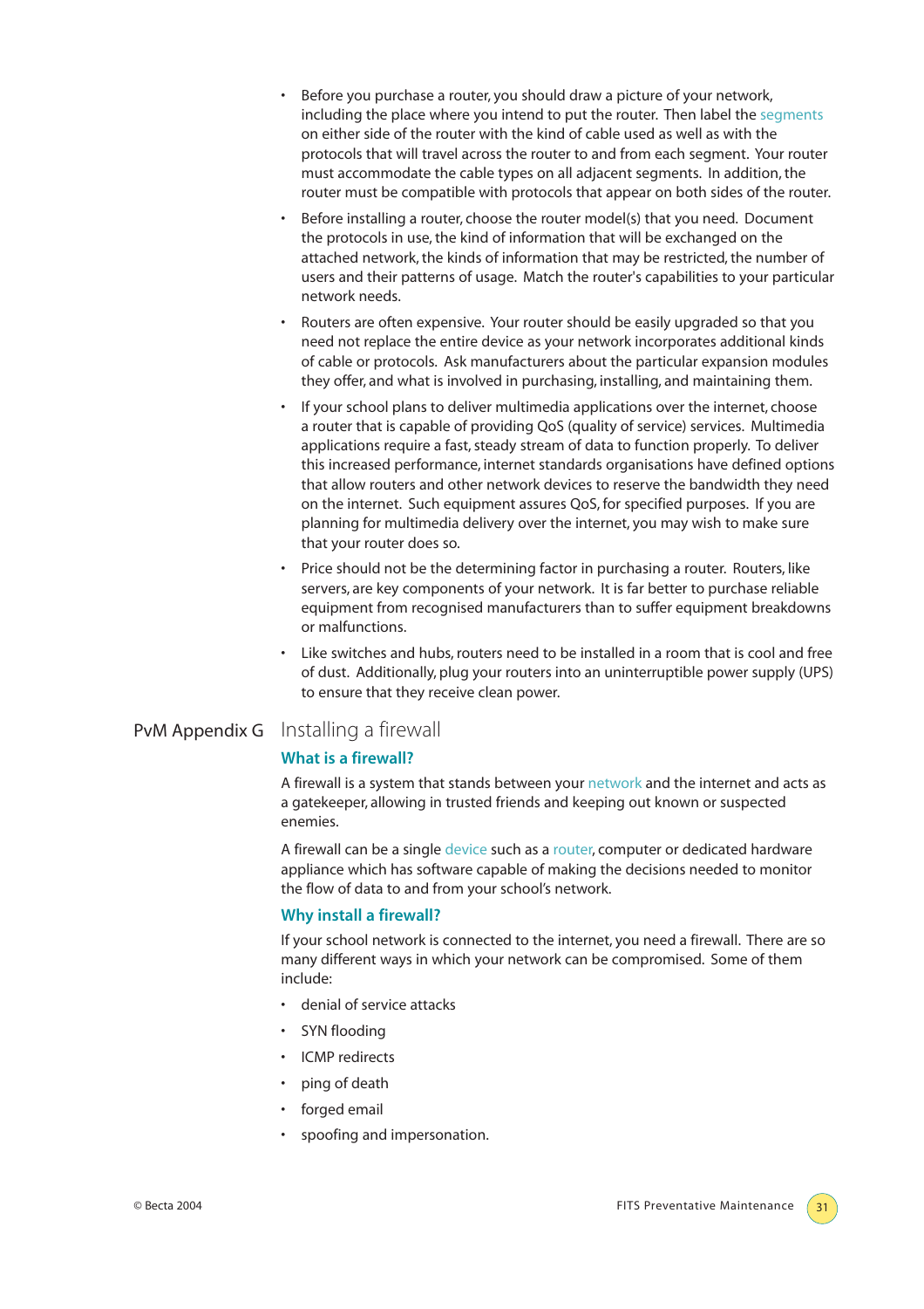- Before you purchase a router, you should draw a picture of your network, including the place where you intend to put the router. Then label the segments on either side of the router with the kind of cable used as well as with the protocols that will travel across the router to and from each segment. Your router must accommodate the cable types on all adjacent segments. In addition, the router must be compatible with protocols that appear on both sides of the router.
- Before installing a router, choose the router model(s) that you need. Document the protocols in use, the kind of information that will be exchanged on the attached network, the kinds of information that may be restricted, the number of users and their patterns of usage. Match the router's capabilities to your particular network needs.
- Routers are often expensive. Your router should be easily upgraded so that you need not replace the entire device as your network incorporates additional kinds of cable or protocols. Ask manufacturers about the particular expansion modules they offer, and what is involved in purchasing, installing, and maintaining them.
- If your school plans to deliver multimedia applications over the internet, choose a router that is capable of providing QoS (quality of service) services. Multimedia applications require a fast, steady stream of data to function properly. To deliver this increased performance, internet standards organisations have defined options that allow routers and other network devices to reserve the bandwidth they need on the internet. Such equipment assures QoS, for specified purposes. If you are planning for multimedia delivery over the internet, you may wish to make sure that your router does so.
- Price should not be the determining factor in purchasing a router. Routers, like servers, are key components of your network. It is far better to purchase reliable equipment from recognised manufacturers than to suffer equipment breakdowns or malfunctions.
- Like switches and hubs, routers need to be installed in a room that is cool and free of dust. Additionally, plug your routers into an uninterruptible power supply (UPS) to ensure that they receive clean power.

## PvM Appendix G Installing a firewall

### What is a firewall?

A firewall is a system that stands between your network and the internet and acts as a gatekeeper, allowing in trusted friends and keeping out known or suspected enemies.

A firewall can be a single device such as a router, computer or dedicated hardware appliance which has software capable of making the decisions needed to monitor the flow of data to and from your school's network.

### Why install a firewall?

If your school network is connected to the internet, you need a firewall. There are so many different ways in which your network can be compromised. Some of them include:

- denial of service attacks
- SYN flooding
- ICMP redirects
- ping of death
- forged email
- spoofing and impersonation.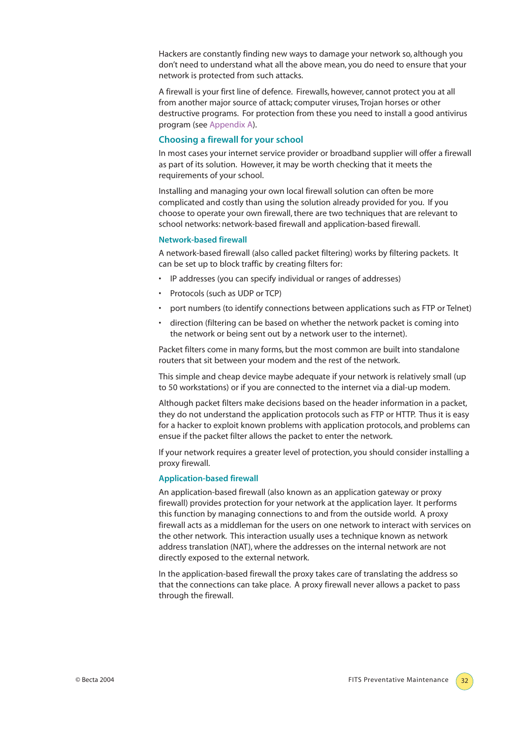Hackers are constantly finding new ways to damage your network so, although you don't need to understand what all the above mean, you do need to ensure that your network is protected from such attacks.

A firewall is your first line of defence. Firewalls, however, cannot protect you at all from another major source of attack; computer viruses, Trojan horses or other destructive programs. For protection from these you need to install a good antivirus program (see Appendix A).

## Choosing a firewall for your school

In most cases your internet service provider or broadband supplier will offer a firewall as part of its solution. However, it may be worth checking that it meets the requirements of your school.

Installing and managing your own local firewall solution can often be more complicated and costly than using the solution already provided for you. If you choose to operate your own firewall, there are two techniques that are relevant to school networks: network-based firewall and application-based firewall.

### Network-based firewall

A network-based firewall (also called packet filtering) works by filtering packets. It can be set up to block traffic by creating filters for:

- IP addresses (you can specify individual or ranges of addresses)
- Protocols (such as UDP or TCP)
- port numbers (to identify connections between applications such as FTP or Telnet)
- direction (filtering can be based on whether the network packet is coming into the network or being sent out by a network user to the internet).

Packet filters come in many forms, but the most common are built into standalone routers that sit between your modem and the rest of the network.

This simple and cheap device maybe adequate if your network is relatively small (up to 50 workstations) or if you are connected to the internet via a dial-up modem.

Although packet filters make decisions based on the header information in a packet, they do not understand the application protocols such as FTP or HTTP. Thus it is easy for a hacker to exploit known problems with application protocols, and problems can ensue if the packet filter allows the packet to enter the network.

If your network requires a greater level of protection, you should consider installing a proxy firewall.

### Application-based firewall

An application-based firewall (also known as an application gateway or proxy firewall) provides protection for your network at the application layer. It performs this function by managing connections to and from the outside world. A proxy firewall acts as a middleman for the users on one network to interact with services on the other network. This interaction usually uses a technique known as network address translation (NAT), where the addresses on the internal network are not directly exposed to the external network.

In the application-based firewall the proxy takes care of translating the address so that the connections can take place. A proxy firewall never allows a packet to pass through the firewall.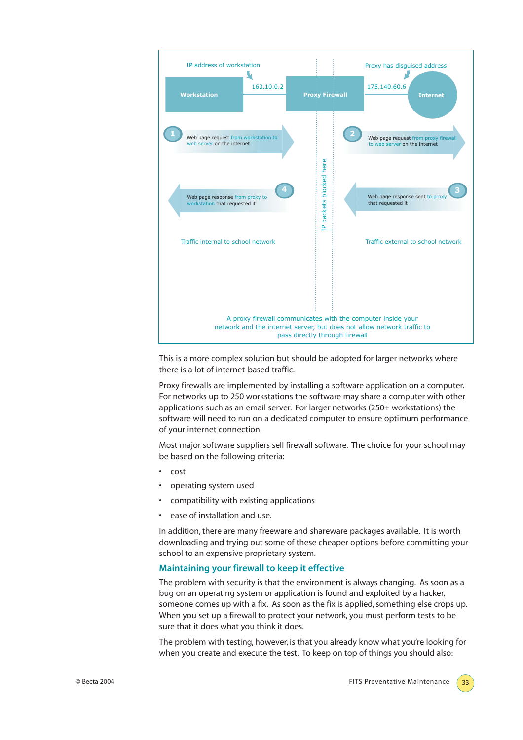IP address of workstation

Proxy has disguised address

Workstation — 163.10.0.2 — Proxy Firewall — 175.140.60.6 — Internet

1. Web page request from workstation to web server on the internet
2. Web page request from proxy firewall to web server on the internet
3. Web page response sent to proxy that requested it
4. Web page response from proxy to workstation that requested it

IP packets blocked here

Traffic internal to school network

Traffic external to school network

A proxy firewall communicates with the computer inside your network and the internet server, but does not allow network traffic to pass directly through firewall

This is a more complex solution but should be adopted for larger networks where there is a lot of internet-based traffic.

Proxy firewalls are implemented by installing a software application on a computer. For networks up to 250 workstations the software may share a computer with other applications such as an email server. For larger networks (250+ workstations) the software will need to run on a dedicated computer to ensure optimum performance of your internet connection.

Most major software suppliers sell firewall software. The choice for your school may be based on the following criteria:

- cost
- operating system used
- compatibility with existing applications
- ease of installation and use.

In addition, there are many freeware and shareware packages available. It is worth downloading and trying out some of these cheaper options before committing your school to an expensive proprietary system.

## Maintaining your firewall to keep it effective

The problem with security is that the environment is always changing. As soon as a bug on an operating system or application is found and exploited by a hacker, someone comes up with a fix. As soon as the fix is applied, something else crops up. When you set up a firewall to protect your network, you must perform tests to be sure that it does what you think it does.

The problem with testing, however, is that you already know what you're looking for when you create and execute the test. To keep on top of things you should also: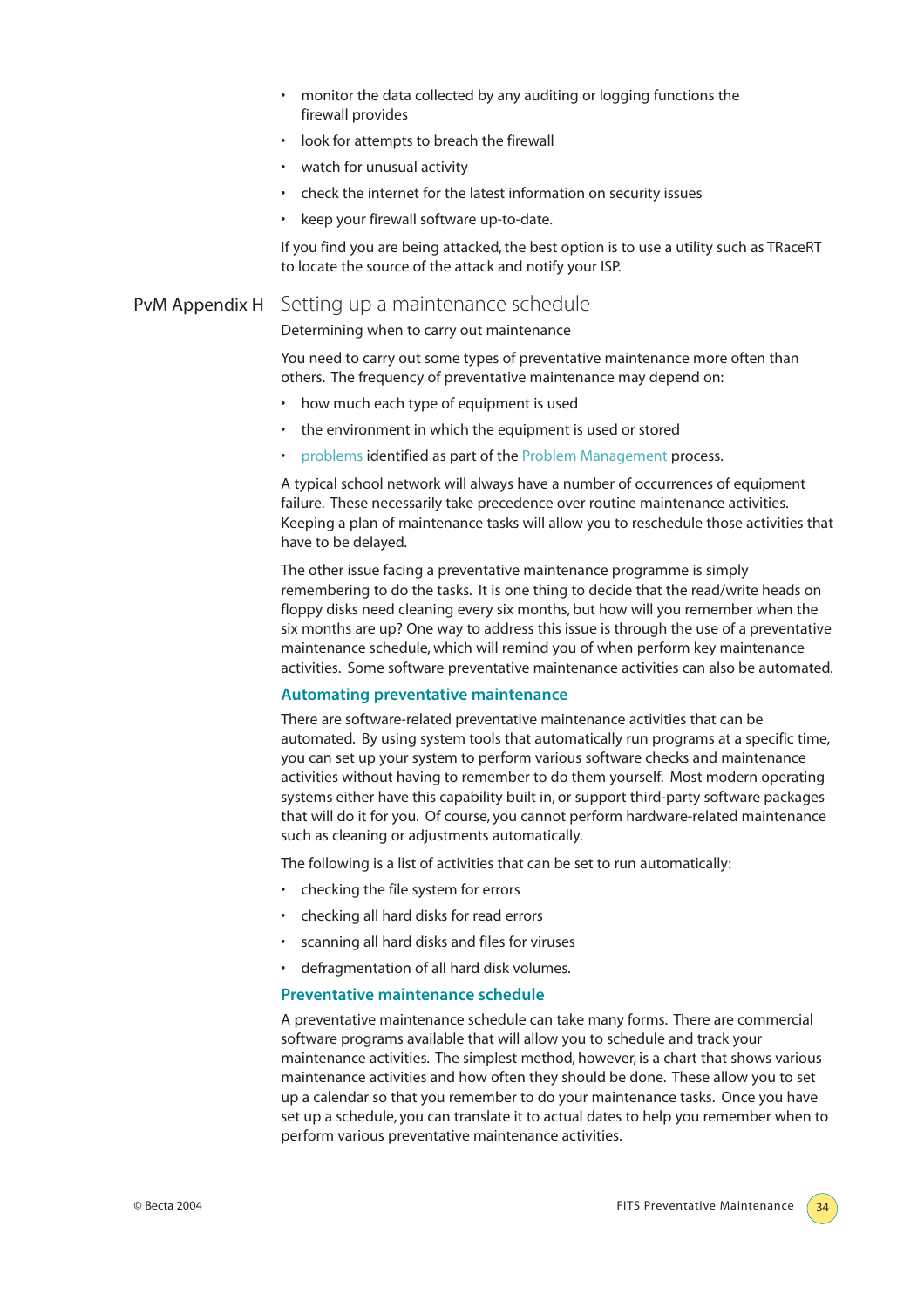- monitor the data collected by any auditing or logging functions the firewall provides
- look for attempts to breach the firewall
- watch for unusual activity
- check the internet for the latest information on security issues
- keep your firewall software up-to-date.

If you find you are being attacked, the best option is to use a utility such as TRaceRT to locate the source of the attack and notify your ISP.

## PvM Appendix H Setting up a maintenance schedule

Determining when to carry out maintenance

You need to carry out some types of preventative maintenance more often than others. The frequency of preventative maintenance may depend on:

- how much each type of equipment is used
- the environment in which the equipment is used or stored
- problems identified as part of the Problem Management process.

A typical school network will always have a number of occurrences of equipment failure. These necessarily take precedence over routine maintenance activities. Keeping a plan of maintenance tasks will allow you to reschedule those activities that have to be delayed.

The other issue facing a preventative maintenance programme is simply remembering to do the tasks. It is one thing to decide that the read/write heads on floppy disks need cleaning every six months, but how will you remember when the six months are up? One way to address this issue is through the use of a preventative maintenance schedule, which will remind you of when perform key maintenance activities. Some software preventative maintenance activities can also be automated.

### Automating preventative maintenance

There are software-related preventative maintenance activities that can be automated. By using system tools that automatically run programs at a specific time, you can set up your system to perform various software checks and maintenance activities without having to remember to do them yourself. Most modern operating systems either have this capability built in, or support third-party software packages that will do it for you. Of course, you cannot perform hardware-related maintenance such as cleaning or adjustments automatically.

The following is a list of activities that can be set to run automatically:

- checking the file system for errors
- checking all hard disks for read errors
- scanning all hard disks and files for viruses
- defragmentation of all hard disk volumes.

### Preventative maintenance schedule

A preventative maintenance schedule can take many forms. There are commercial software programs available that will allow you to schedule and track your maintenance activities. The simplest method, however, is a chart that shows various maintenance activities and how often they should be done. These allow you to set up a calendar so that you remember to do your maintenance tasks. Once you have set up a schedule, you can translate it to actual dates to help you remember when to perform various preventative maintenance activities.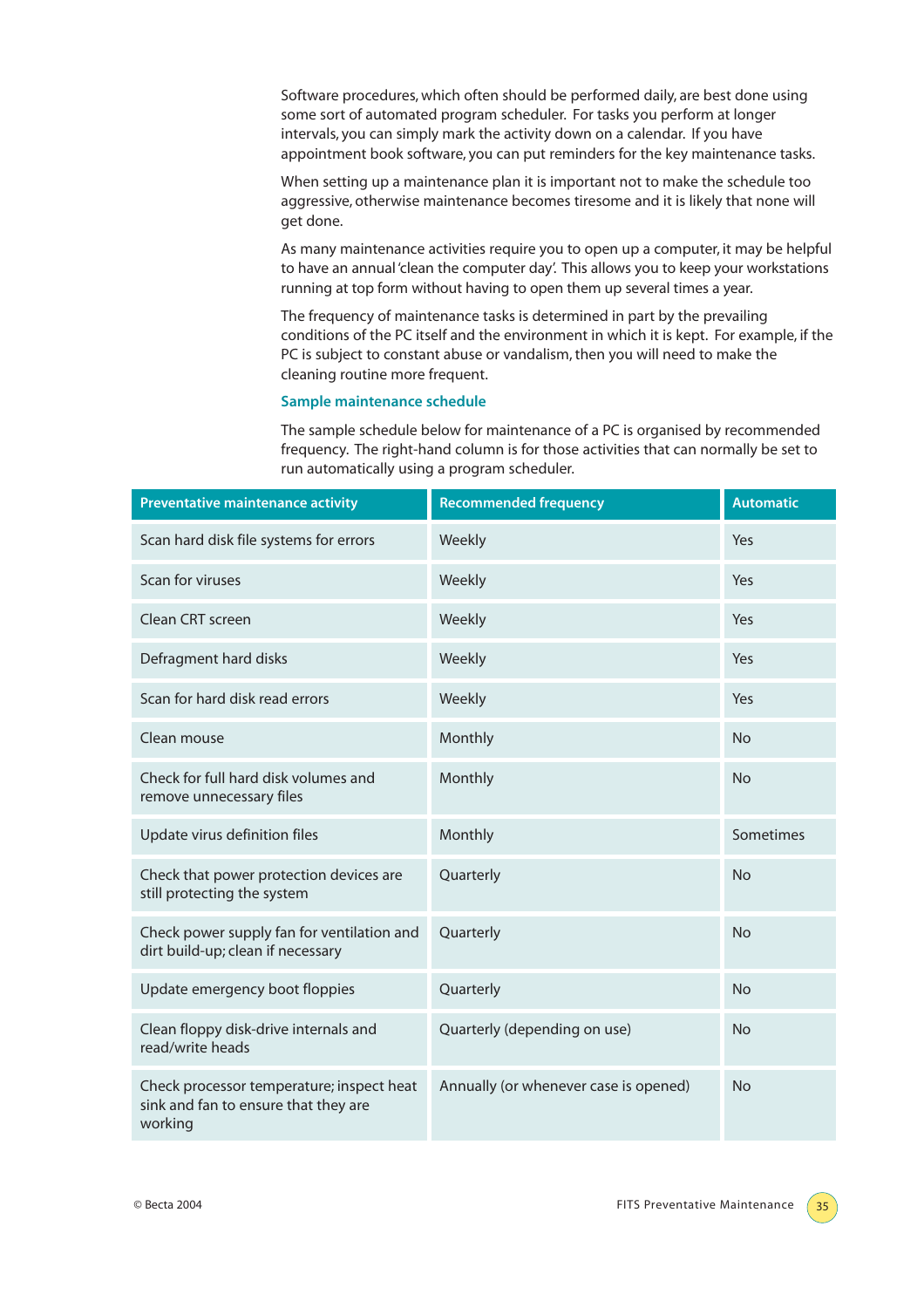Software procedures, which often should be performed daily, are best done using some sort of automated program scheduler. For tasks you perform at longer intervals, you can simply mark the activity down on a calendar. If you have appointment book software, you can put reminders for the key maintenance tasks.

When setting up a maintenance plan it is important not to make the schedule too aggressive, otherwise maintenance becomes tiresome and it is likely that none will get done.

As many maintenance activities require you to open up a computer, it may be helpful to have an annual 'clean the computer day'. This allows you to keep your workstations running at top form without having to open them up several times a year.

The frequency of maintenance tasks is determined in part by the prevailing conditions of the PC itself and the environment in which it is kept. For example, if the PC is subject to constant abuse or vandalism, then you will need to make the cleaning routine more frequent.

### Sample maintenance schedule

The sample schedule below for maintenance of a PC is organised by recommended frequency. The right-hand column is for those activities that can normally be set to run automatically using a program scheduler.

| Preventative maintenance activity | Recommended frequency | Automatic |
|---|---|---|
| Scan hard disk file systems for errors | Weekly | Yes |
| Scan for viruses | Weekly | Yes |
| Clean CRT screen | Weekly | Yes |
| Defragment hard disks | Weekly | Yes |
| Scan for hard disk read errors | Weekly | Yes |
| Clean mouse | Monthly | No |
| Check for full hard disk volumes and remove unnecessary files | Monthly | No |
| Update virus definition files | Monthly | Sometimes |
| Check that power protection devices are still protecting the system | Quarterly | No |
| Check power supply fan for ventilation and dirt build-up; clean if necessary | Quarterly | No |
| Update emergency boot floppies | Quarterly | No |
| Clean floppy disk-drive internals and read/write heads | Quarterly (depending on use) | No |
| Check processor temperature; inspect heat sink and fan to ensure that they are working | Annually (or whenever case is opened) | No |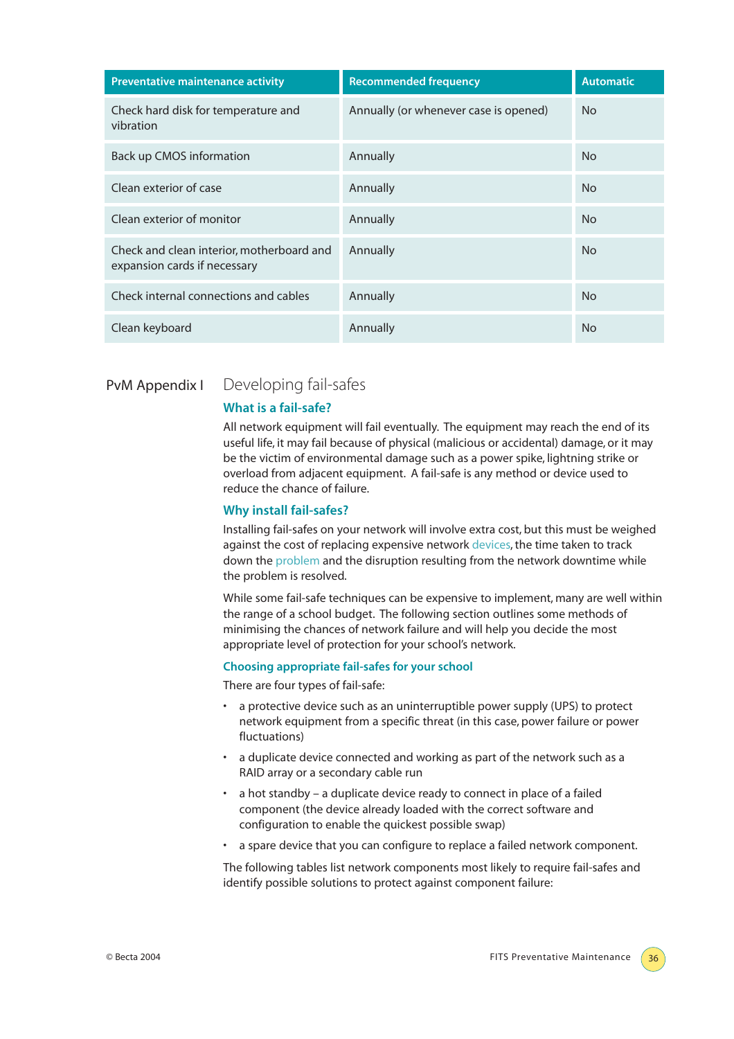| Preventative maintenance activity | Recommended frequency | Automatic |
|---|---|---|
| Check hard disk for temperature and vibration | Annually (or whenever case is opened) | No |
| Back up CMOS information | Annually | No |
| Clean exterior of case | Annually | No |
| Clean exterior of monitor | Annually | No |
| Check and clean interior, motherboard and expansion cards if necessary | Annually | No |
| Check internal connections and cables | Annually | No |
| Clean keyboard | Annually | No |

## PvM Appendix I Developing fail-safes

### What is a fail-safe?

All network equipment will fail eventually. The equipment may reach the end of its useful life, it may fail because of physical (malicious or accidental) damage, or it may be the victim of environmental damage such as a power spike, lightning strike or overload from adjacent equipment. A fail-safe is any method or device used to reduce the chance of failure.

### Why install fail-safes?

Installing fail-safes on your network will involve extra cost, but this must be weighed against the cost of replacing expensive network devices, the time taken to track down the problem and the disruption resulting from the network downtime while the problem is resolved.

While some fail-safe techniques can be expensive to implement, many are well within the range of a school budget. The following section outlines some methods of minimising the chances of network failure and will help you decide the most appropriate level of protection for your school's network.

### Choosing appropriate fail-safes for your school

There are four types of fail-safe:

- a protective device such as an uninterruptible power supply (UPS) to protect network equipment from a specific threat (in this case, power failure or power fluctuations)
- a duplicate device connected and working as part of the network such as a RAID array or a secondary cable run
- a hot standby – a duplicate device ready to connect in place of a failed component (the device already loaded with the correct software and configuration to enable the quickest possible swap)
- a spare device that you can configure to replace a failed network component.

The following tables list network components most likely to require fail-safes and identify possible solutions to protect against component failure: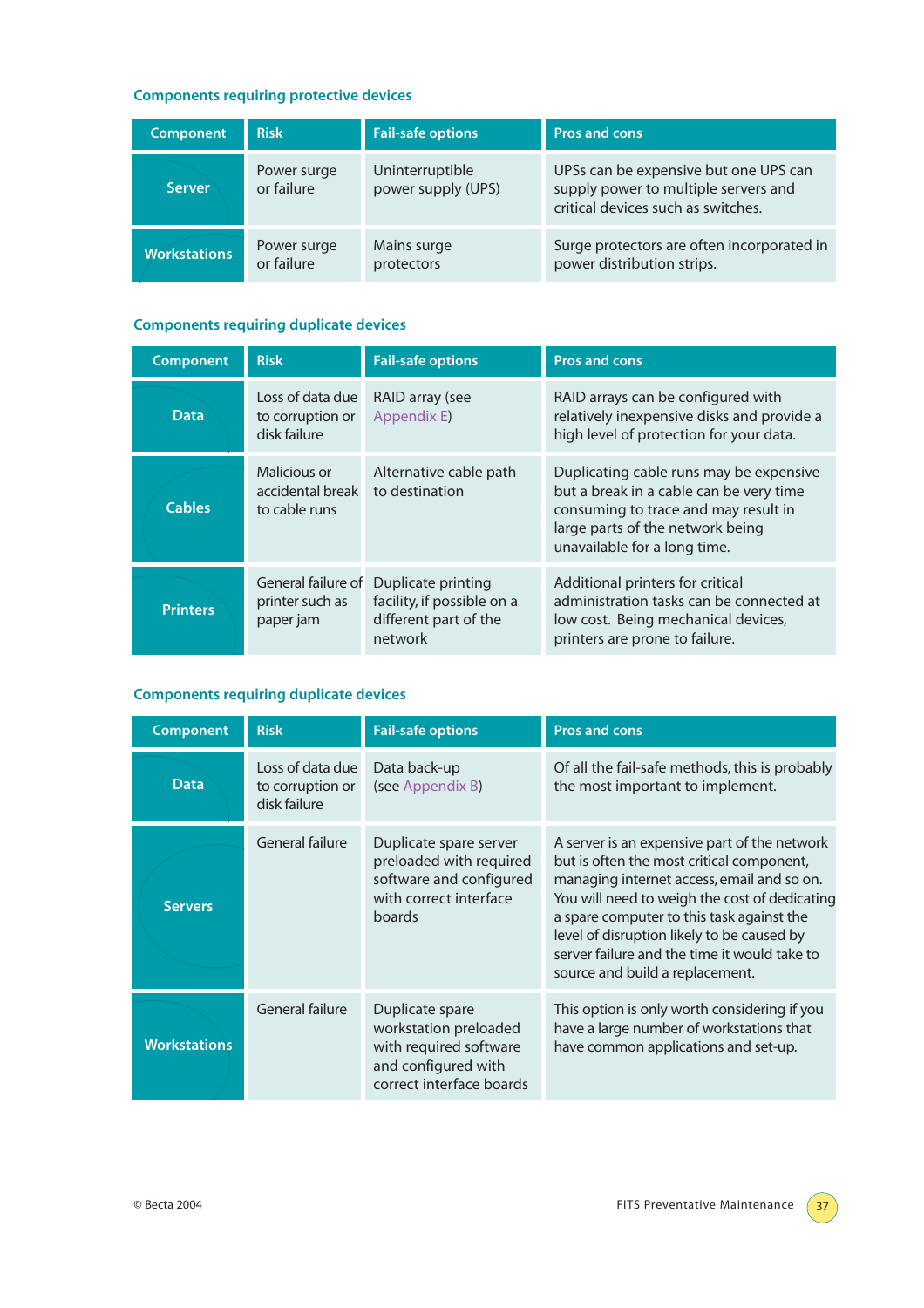### Components requiring protective devices

| Component | Risk | Fail-safe options | Pros and cons |
|---|---|---|---|
| Server | Power surge or failure | Uninterruptible power supply (UPS) | UPSs can be expensive but one UPS can supply power to multiple servers and critical devices such as switches. |
| Workstations | Power surge or failure | Mains surge protectors | Surge protectors are often incorporated in power distribution strips. |

### Components requiring duplicate devices

| Component | Risk | Fail-safe options | Pros and cons |
|---|---|---|---|
| Data | Loss of data due to corruption or disk failure | RAID array (see Appendix E) | RAID arrays can be configured with relatively inexpensive disks and provide a high level of protection for your data. |
| Cables | Malicious or accidental break to cable runs | Alternative cable path to destination | Duplicating cable runs may be expensive but a break in a cable can be very time consuming to trace and may result in large parts of the network being unavailable for a long time. |
| Printers | General failure of printer such as paper jam | Duplicate printing facility, if possible on a different part of the network | Additional printers for critical administration tasks can be connected at low cost. Being mechanical devices, printers are prone to failure. |

### Components requiring duplicate devices

| Component | Risk | Fail-safe options | Pros and cons |
|---|---|---|---|
| Data | Loss of data due to corruption or disk failure | Data back-up (see Appendix B) | Of all the fail-safe methods, this is probably the most important to implement. |
| Servers | General failure | Duplicate spare server preloaded with required software and configured with correct interface boards | A server is an expensive part of the network but is often the most critical component, managing internet access, email and so on. You will need to weigh the cost of dedicating a spare computer to this task against the level of disruption likely to be caused by server failure and the time it would take to source and build a replacement. |
| Workstations | General failure | Duplicate spare workstation preloaded with required software and configured with correct interface boards | This option is only worth considering if you have a large number of workstations that have common applications and set-up. |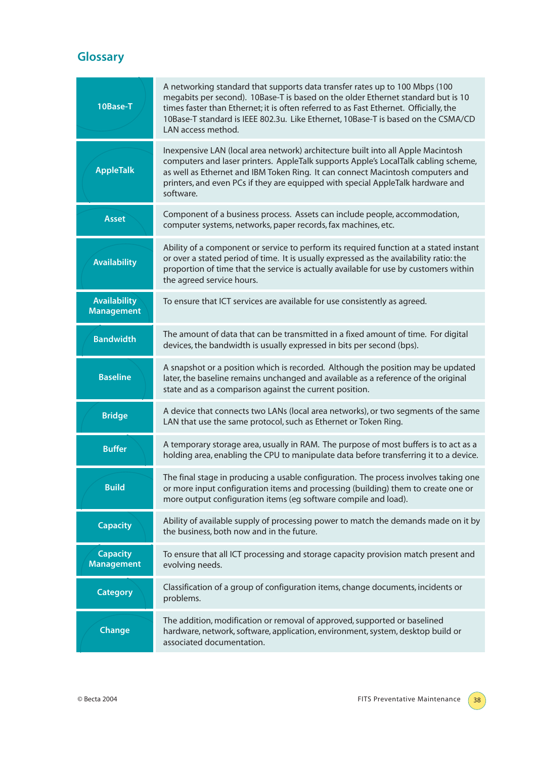## Glossary

| Term | Definition |
|---|---|
| **10Base-T** | A networking standard that supports data transfer rates up to 100 Mbps (100 megabits per second). 10Base-T is based on the older Ethernet standard but is 10 times faster than Ethernet; it is often referred to as Fast Ethernet. Officially, the 10Base-T standard is IEEE 802.3u. Like Ethernet, 10Base-T is based on the CSMA/CD LAN access method. |
| **AppleTalk** | Inexpensive LAN (local area network) architecture built into all Apple Macintosh computers and laser printers. AppleTalk supports Apple's LocalTalk cabling scheme, as well as Ethernet and IBM Token Ring. It can connect Macintosh computers and printers, and even PCs if they are equipped with special AppleTalk hardware and software. |
| **Asset** | Component of a business process. Assets can include people, accommodation, computer systems, networks, paper records, fax machines, etc. |
| **Availability** | Ability of a component or service to perform its required function at a stated instant or over a stated period of time. It is usually expressed as the availability ratio: the proportion of time that the service is actually available for use by customers within the agreed service hours. |
| **Availability Management** | To ensure that ICT services are available for use consistently as agreed. |
| **Bandwidth** | The amount of data that can be transmitted in a fixed amount of time. For digital devices, the bandwidth is usually expressed in bits per second (bps). |
| **Baseline** | A snapshot or a position which is recorded. Although the position may be updated later, the baseline remains unchanged and available as a reference of the original state and as a comparison against the current position. |
| **Bridge** | A device that connects two LANs (local area networks), or two segments of the same LAN that use the same protocol, such as Ethernet or Token Ring. |
| **Buffer** | A temporary storage area, usually in RAM. The purpose of most buffers is to act as a holding area, enabling the CPU to manipulate data before transferring it to a device. |
| **Build** | The final stage in producing a usable configuration. The process involves taking one or more input configuration items and processing (building) them to create one or more output configuration items (eg software compile and load). |
| **Capacity** | Ability of available supply of processing power to match the demands made on it by the business, both now and in the future. |
| **Capacity Management** | To ensure that all ICT processing and storage capacity provision match present and evolving needs. |
| **Category** | Classification of a group of configuration items, change documents, incidents or problems. |
| **Change** | The addition, modification or removal of approved, supported or baselined hardware, network, software, application, environment, system, desktop build or associated documentation. |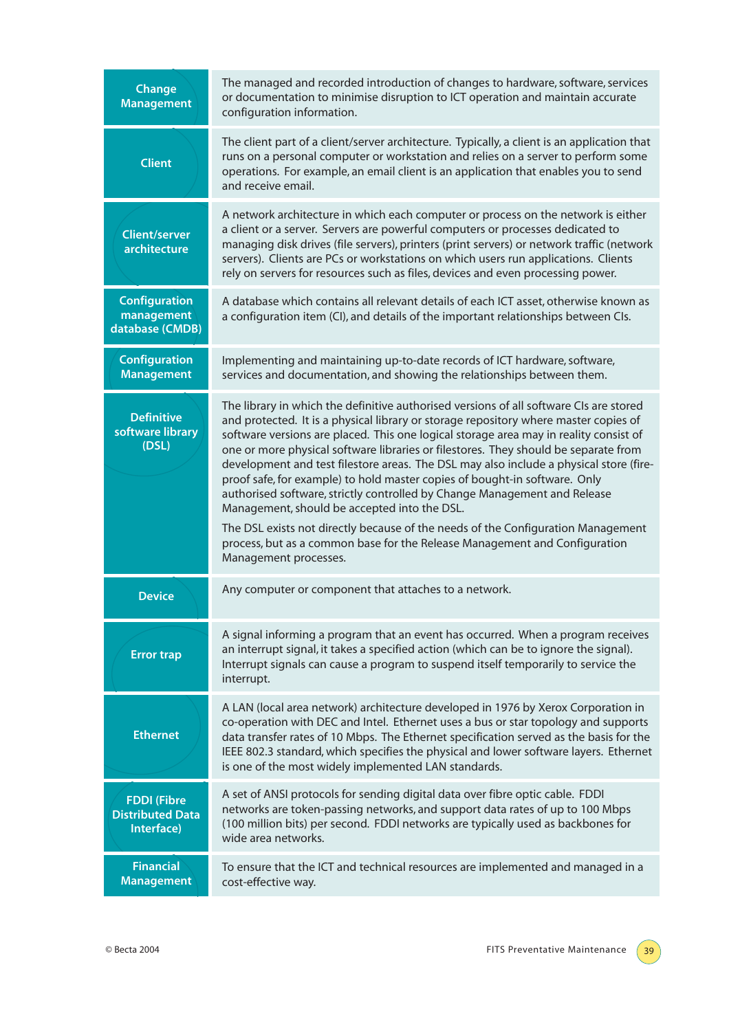| Term | Definition |
|---|---|
| **Change Management** | The managed and recorded introduction of changes to hardware, software, services or documentation to minimise disruption to ICT operation and maintain accurate configuration information. |
| **Client** | The client part of a client/server architecture. Typically, a client is an application that runs on a personal computer or workstation and relies on a server to perform some operations. For example, an email client is an application that enables you to send and receive email. |
| **Client/server architecture** | A network architecture in which each computer or process on the network is either a client or a server. Servers are powerful computers or processes dedicated to managing disk drives (file servers), printers (print servers) or network traffic (network servers). Clients are PCs or workstations on which users run applications. Clients rely on servers for resources such as files, devices and even processing power. |
| **Configuration management database (CMDB)** | A database which contains all relevant details of each ICT asset, otherwise known as a configuration item (CI), and details of the important relationships between CIs. |
| **Configuration Management** | Implementing and maintaining up-to-date records of ICT hardware, software, services and documentation, and showing the relationships between them. |
| **Definitive software library (DSL)** | The library in which the definitive authorised versions of all software CIs are stored and protected. It is a physical library or storage repository where master copies of software versions are placed. This one logical storage area may in reality consist of one or more physical software libraries or filestores. They should be separate from development and test filestore areas. The DSL may also include a physical store (fire-proof safe, for example) to hold master copies of bought-in software. Only authorised software, strictly controlled by Change Management and Release Management, should be accepted into the DSL.<br><br>The DSL exists not directly because of the needs of the Configuration Management process, but as a common base for the Release Management and Configuration Management processes. |
| **Device** | Any computer or component that attaches to a network. |
| **Error trap** | A signal informing a program that an event has occurred. When a program receives an interrupt signal, it takes a specified action (which can be to ignore the signal). Interrupt signals can cause a program to suspend itself temporarily to service the interrupt. |
| **Ethernet** | A LAN (local area network) architecture developed in 1976 by Xerox Corporation in co-operation with DEC and Intel. Ethernet uses a bus or star topology and supports data transfer rates of 10 Mbps. The Ethernet specification served as the basis for the IEEE 802.3 standard, which specifies the physical and lower software layers. Ethernet is one of the most widely implemented LAN standards. |
| **FDDI (Fibre Distributed Data Interface)** | A set of ANSI protocols for sending digital data over fibre optic cable. FDDI networks are token-passing networks, and support data rates of up to 100 Mbps (100 million bits) per second. FDDI networks are typically used as backbones for wide area networks. |
| **Financial Management** | To ensure that the ICT and technical resources are implemented and managed in a cost-effective way. |

© Becta 2004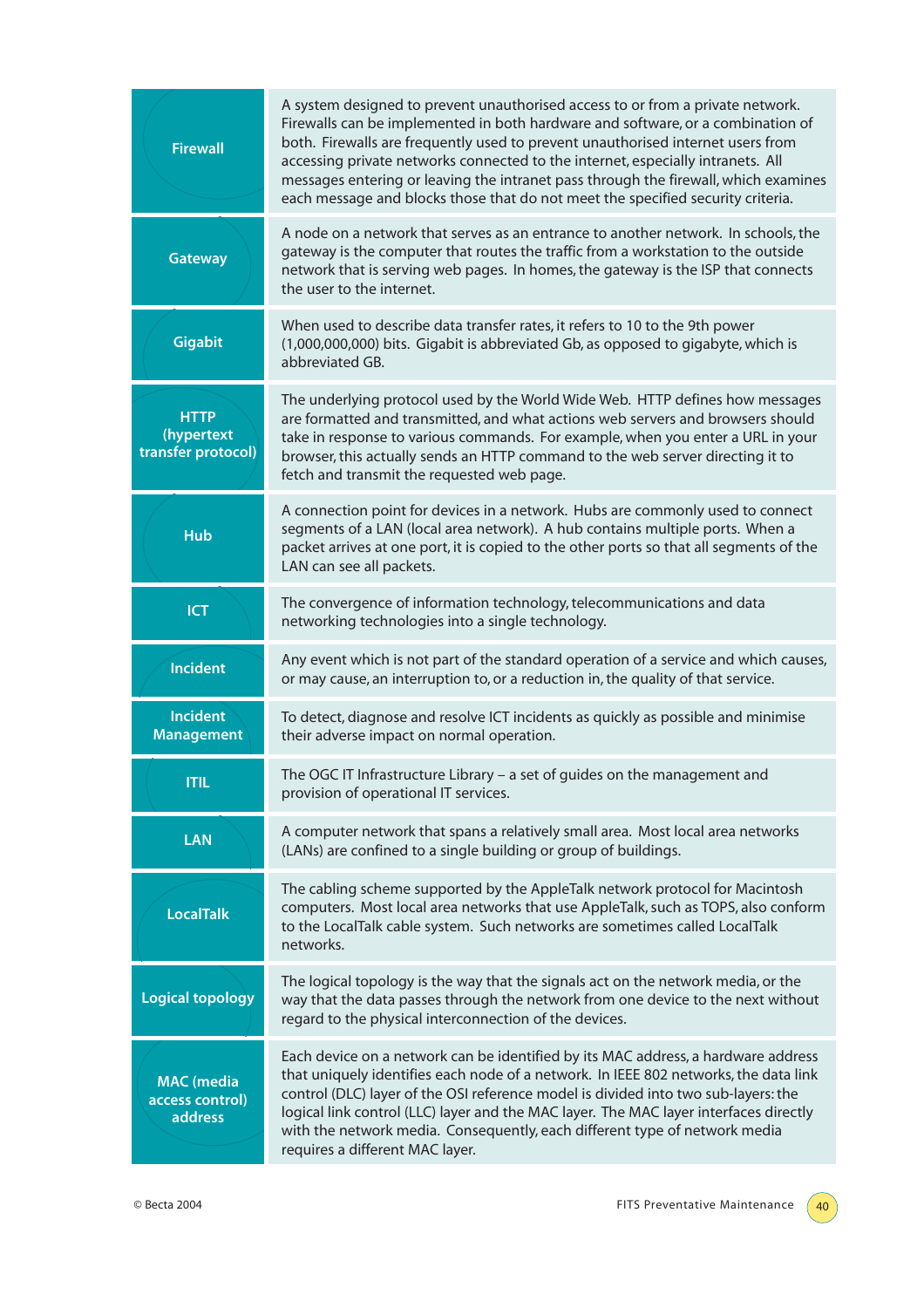| Term | Definition |
|---|---|
| Firewall | A system designed to prevent unauthorised access to or from a private network. Firewalls can be implemented in both hardware and software, or a combination of both. Firewalls are frequently used to prevent unauthorised internet users from accessing private networks connected to the internet, especially intranets. All messages entering or leaving the intranet pass through the firewall, which examines each message and blocks those that do not meet the specified security criteria. |
| Gateway | A node on a network that serves as an entrance to another network. In schools, the gateway is the computer that routes the traffic from a workstation to the outside network that is serving web pages. In homes, the gateway is the ISP that connects the user to the internet. |
| Gigabit | When used to describe data transfer rates, it refers to 10 to the 9th power (1,000,000,000) bits. Gigabit is abbreviated Gb, as opposed to gigabyte, which is abbreviated GB. |
| HTTP (hypertext transfer protocol) | The underlying protocol used by the World Wide Web. HTTP defines how messages are formatted and transmitted, and what actions web servers and browsers should take in response to various commands. For example, when you enter a URL in your browser, this actually sends an HTTP command to the web server directing it to fetch and transmit the requested web page. |
| Hub | A connection point for devices in a network. Hubs are commonly used to connect segments of a LAN (local area network). A hub contains multiple ports. When a packet arrives at one port, it is copied to the other ports so that all segments of the LAN can see all packets. |
| ICT | The convergence of information technology, telecommunications and data networking technologies into a single technology. |
| Incident | Any event which is not part of the standard operation of a service and which causes, or may cause, an interruption to, or a reduction in, the quality of that service. |
| Incident Management | To detect, diagnose and resolve ICT incidents as quickly as possible and minimise their adverse impact on normal operation. |
| ITIL | The OGC IT Infrastructure Library – a set of guides on the management and provision of operational IT services. |
| LAN | A computer network that spans a relatively small area. Most local area networks (LANs) are confined to a single building or group of buildings. |
| LocalTalk | The cabling scheme supported by the AppleTalk network protocol for Macintosh computers. Most local area networks that use AppleTalk, such as TOPS, also conform to the LocalTalk cable system. Such networks are sometimes called LocalTalk networks. |
| Logical topology | The logical topology is the way that the signals act on the network media, or the way that the data passes through the network from one device to the next without regard to the physical interconnection of the devices. |
| MAC (media access control) address | Each device on a network can be identified by its MAC address, a hardware address that uniquely identifies each node of a network. In IEEE 802 networks, the data link control (DLC) layer of the OSI reference model is divided into two sub-layers: the logical link control (LLC) layer and the MAC layer. The MAC layer interfaces directly with the network media. Consequently, each different type of network media requires a different MAC layer. |

© Becta 2004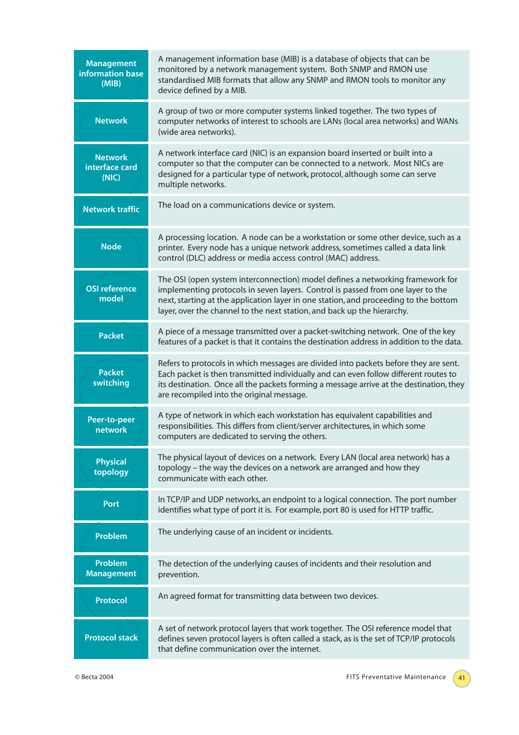| Term | Definition |
|---|---|
| **Management information base (MIB)** | A management information base (MIB) is a database of objects that can be monitored by a network management system. Both SNMP and RMON use standardised MIB formats that allow any SNMP and RMON tools to monitor any device defined by a MIB. |
| **Network** | A group of two or more computer systems linked together. The two types of computer networks of interest to schools are LANs (local area networks) and WANs (wide area networks). |
| **Network interface card (NIC)** | A network interface card (NIC) is an expansion board inserted or built into a computer so that the computer can be connected to a network. Most NICs are designed for a particular type of network, protocol, although some can serve multiple networks. |
| **Network traffic** | The load on a communications device or system. |
| **Node** | A processing location. A node can be a workstation or some other device, such as a printer. Every node has a unique network address, sometimes called a data link control (DLC) address or media access control (MAC) address. |
| **OSI reference model** | The OSI (open system interconnection) model defines a networking framework for implementing protocols in seven layers. Control is passed from one layer to the next, starting at the application layer in one station, and proceeding to the bottom layer, over the channel to the next station, and back up the hierarchy. |
| **Packet** | A piece of a message transmitted over a packet-switching network. One of the key features of a packet is that it contains the destination address in addition to the data. |
| **Packet switching** | Refers to protocols in which messages are divided into packets before they are sent. Each packet is then transmitted individually and can even follow different routes to its destination. Once all the packets forming a message arrive at the destination, they are recompiled into the original message. |
| **Peer-to-peer network** | A type of network in which each workstation has equivalent capabilities and responsibilities. This differs from client/server architectures, in which some computers are dedicated to serving the others. |
| **Physical topology** | The physical layout of devices on a network. Every LAN (local area network) has a topology – the way the devices on a network are arranged and how they communicate with each other. |
| **Port** | In TCP/IP and UDP networks, an endpoint to a logical connection. The port number identifies what type of port it is. For example, port 80 is used for HTTP traffic. |
| **Problem** | The underlying cause of an incident or incidents. |
| **Problem Management** | The detection of the underlying causes of incidents and their resolution and prevention. |
| **Protocol** | An agreed format for transmitting data between two devices. |
| **Protocol stack** | A set of network protocol layers that work together. The OSI reference model that defines seven protocol layers is often called a stack, as is the set of TCP/IP protocols that define communication over the internet. |

© Becta 2004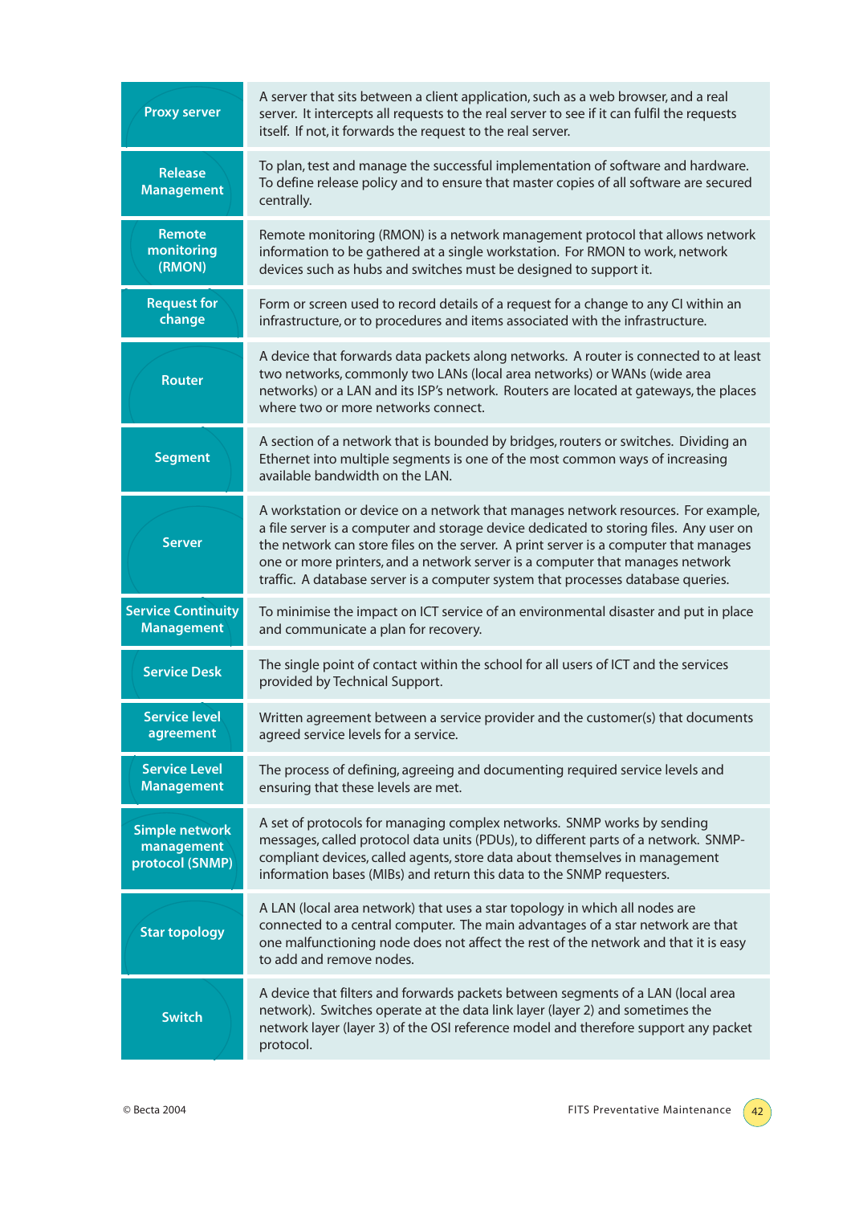| Term | Definition |
|---|---|
| **Proxy server** | A server that sits between a client application, such as a web browser, and a real server. It intercepts all requests to the real server to see if it can fulfil the requests itself. If not, it forwards the request to the real server. |
| **Release Management** | To plan, test and manage the successful implementation of software and hardware. To define release policy and to ensure that master copies of all software are secured centrally. |
| **Remote monitoring (RMON)** | Remote monitoring (RMON) is a network management protocol that allows network information to be gathered at a single workstation. For RMON to work, network devices such as hubs and switches must be designed to support it. |
| **Request for change** | Form or screen used to record details of a request for a change to any CI within an infrastructure, or to procedures and items associated with the infrastructure. |
| **Router** | A device that forwards data packets along networks. A router is connected to at least two networks, commonly two LANs (local area networks) or WANs (wide area networks) or a LAN and its ISP's network. Routers are located at gateways, the places where two or more networks connect. |
| **Segment** | A section of a network that is bounded by bridges, routers or switches. Dividing an Ethernet into multiple segments is one of the most common ways of increasing available bandwidth on the LAN. |
| **Server** | A workstation or device on a network that manages network resources. For example, a file server is a computer and storage device dedicated to storing files. Any user on the network can store files on the server. A print server is a computer that manages one or more printers, and a network server is a computer that manages network traffic. A database server is a computer system that processes database queries. |
| **Service Continuity Management** | To minimise the impact on ICT service of an environmental disaster and put in place and communicate a plan for recovery. |
| **Service Desk** | The single point of contact within the school for all users of ICT and the services provided by Technical Support. |
| **Service level agreement** | Written agreement between a service provider and the customer(s) that documents agreed service levels for a service. |
| **Service Level Management** | The process of defining, agreeing and documenting required service levels and ensuring that these levels are met. |
| **Simple network management protocol (SNMP)** | A set of protocols for managing complex networks. SNMP works by sending messages, called protocol data units (PDUs), to different parts of a network. SNMP-compliant devices, called agents, store data about themselves in management information bases (MIBs) and return this data to the SNMP requesters. |
| **Star topology** | A LAN (local area network) that uses a star topology in which all nodes are connected to a central computer. The main advantages of a star network are that one malfunctioning node does not affect the rest of the network and that it is easy to add and remove nodes. |
| **Switch** | A device that filters and forwards packets between segments of a LAN (local area network). Switches operate at the data link layer (layer 2) and sometimes the network layer (layer 3) of the OSI reference model and therefore support any packet protocol. |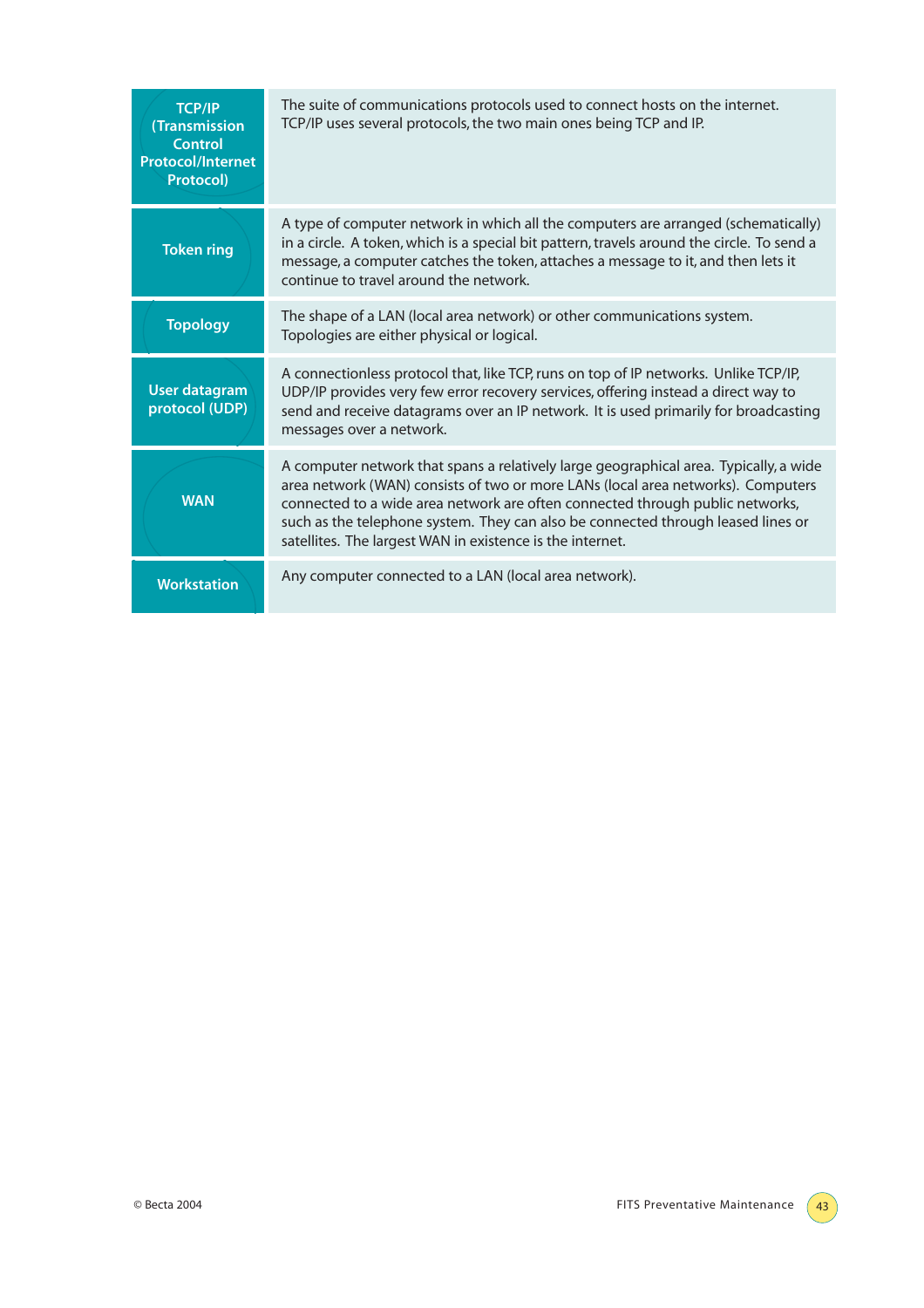| | |
|---|---|
| **TCP/IP (Transmission Control Protocol/Internet Protocol)** | The suite of communications protocols used to connect hosts on the internet. TCP/IP uses several protocols, the two main ones being TCP and IP. |
| **Token ring** | A type of computer network in which all the computers are arranged (schematically) in a circle. A token, which is a special bit pattern, travels around the circle. To send a message, a computer catches the token, attaches a message to it, and then lets it continue to travel around the network. |
| **Topology** | The shape of a LAN (local area network) or other communications system. Topologies are either physical or logical. |
| **User datagram protocol (UDP)** | A connectionless protocol that, like TCP, runs on top of IP networks. Unlike TCP/IP, UDP/IP provides very few error recovery services, offering instead a direct way to send and receive datagrams over an IP network. It is used primarily for broadcasting messages over a network. |
| **WAN** | A computer network that spans a relatively large geographical area. Typically, a wide area network (WAN) consists of two or more LANs (local area networks). Computers connected to a wide area network are often connected through public networks, such as the telephone system. They can also be connected through leased lines or satellites. The largest WAN in existence is the internet. |
| **Workstation** | Any computer connected to a LAN (local area network). |

© Becta 2004